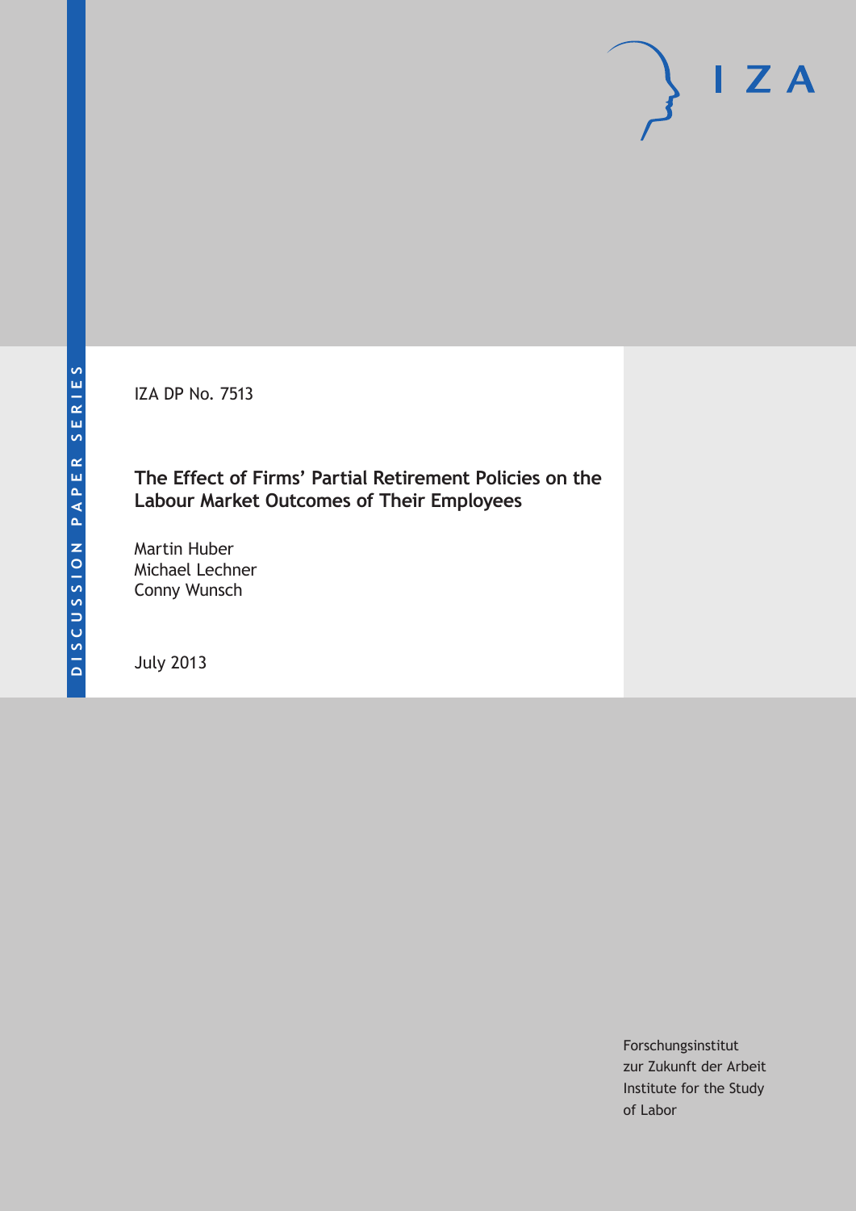DISCUSSION PAPER SERIES

IZA DP No. 7513

# The Effect of Firms' Partial Retirement Policies on the Labour Market Outcomes of Their Employees

Martin Huber
Michael Lechner
Conny Wunsch

July 2013

Forschungsinstitut
zur Zukunft der Arbeit
Institute for the Study
of Labor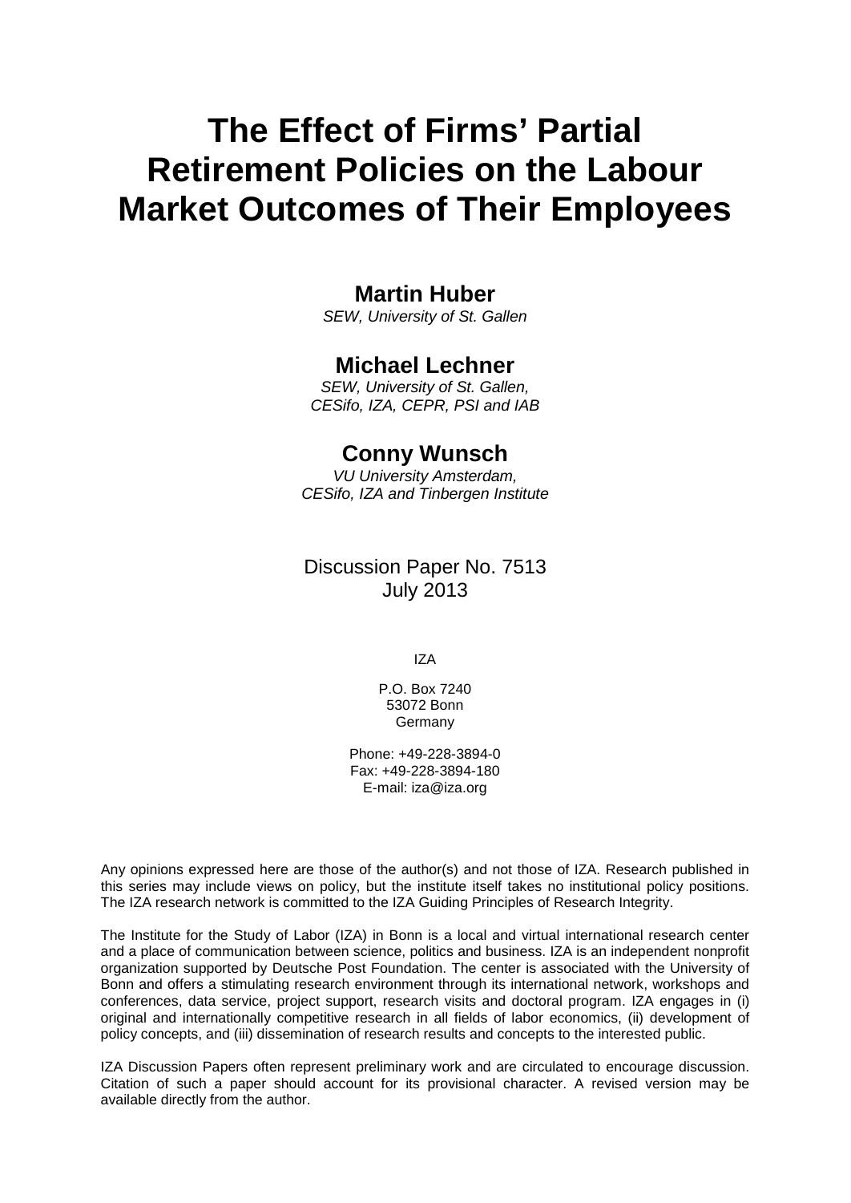# The Effect of Firms' Partial Retirement Policies on the Labour Market Outcomes of Their Employees

**Martin Huber**

*SEW, University of St. Gallen*

**Michael Lechner**

*SEW, University of St. Gallen, CESifo, IZA, CEPR, PSI and IAB*

**Conny Wunsch**

*VU University Amsterdam, CESifo, IZA and Tinbergen Institute*

Discussion Paper No. 7513
July 2013

IZA

P.O. Box 7240
53072 Bonn
Germany

Phone: +49-228-3894-0
Fax: +49-228-3894-180
E-mail: iza@iza.org

Any opinions expressed here are those of the author(s) and not those of IZA. Research published in this series may include views on policy, but the institute itself takes no institutional policy positions. The IZA research network is committed to the IZA Guiding Principles of Research Integrity.

The Institute for the Study of Labor (IZA) in Bonn is a local and virtual international research center and a place of communication between science, politics and business. IZA is an independent nonprofit organization supported by Deutsche Post Foundation. The center is associated with the University of Bonn and offers a stimulating research environment through its international network, workshops and conferences, data service, project support, research visits and doctoral program. IZA engages in (i) original and internationally competitive research in all fields of labor economics, (ii) development of policy concepts, and (iii) dissemination of research results and concepts to the interested public.

IZA Discussion Papers often represent preliminary work and are circulated to encourage discussion. Citation of such a paper should account for its provisional character. A revised version may be available directly from the author.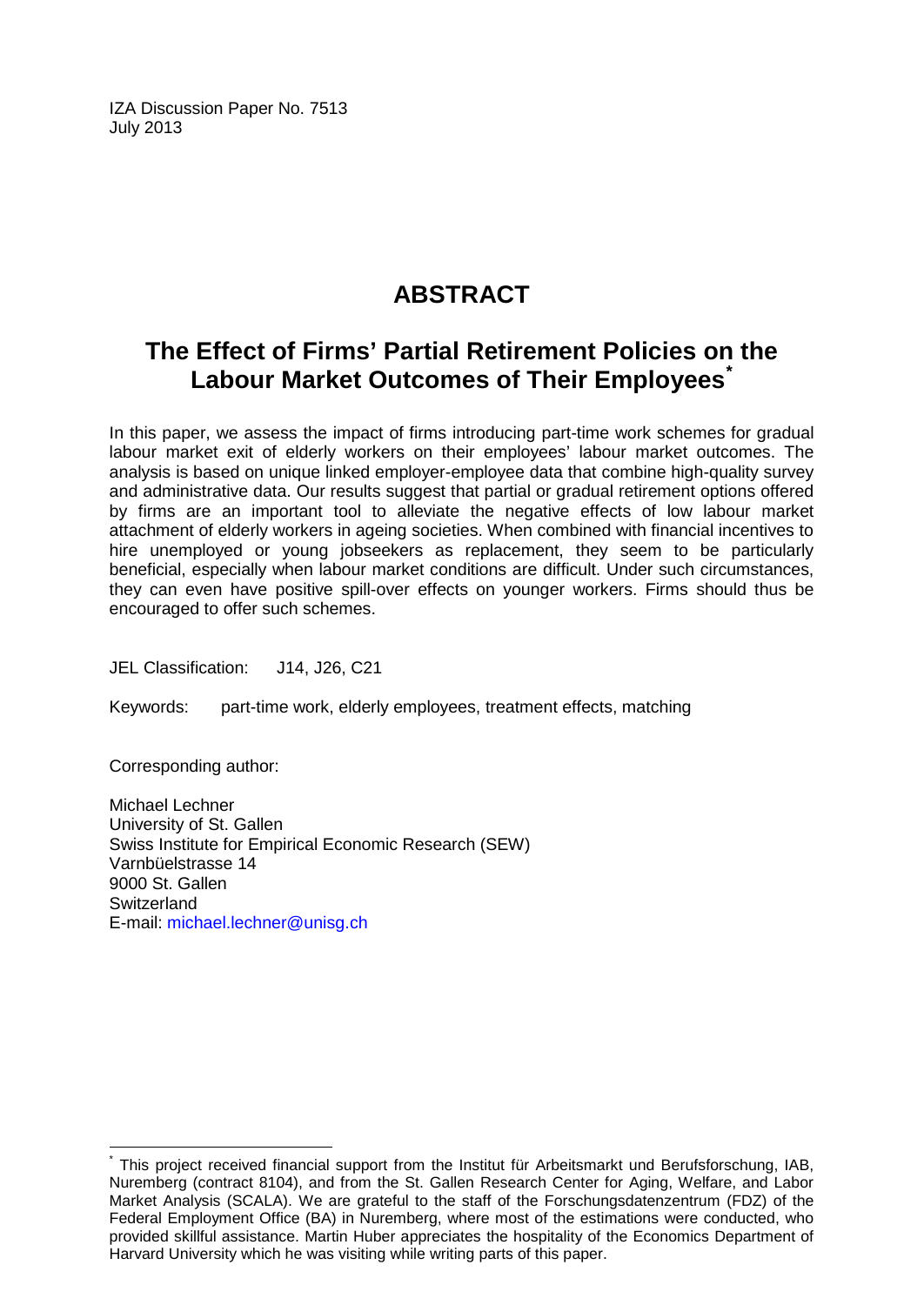IZA Discussion Paper No. 7513
July 2013

# ABSTRACT

## The Effect of Firms' Partial Retirement Policies on the Labour Market Outcomes of Their Employees[*]

In this paper, we assess the impact of firms introducing part-time work schemes for gradual labour market exit of elderly workers on their employees' labour market outcomes. The analysis is based on unique linked employer-employee data that combine high-quality survey and administrative data. Our results suggest that partial or gradual retirement options offered by firms are an important tool to alleviate the negative effects of low labour market attachment of elderly workers in ageing societies. When combined with financial incentives to hire unemployed or young jobseekers as replacement, they seem to be particularly beneficial, especially when labour market conditions are difficult. Under such circumstances, they can even have positive spill-over effects on younger workers. Firms should thus be encouraged to offer such schemes.

JEL Classification: J14, J26, C21

Keywords: part-time work, elderly employees, treatment effects, matching

Corresponding author:

Michael Lechner
University of St. Gallen
Swiss Institute for Empirical Economic Research (SEW)
Varnbüelstrasse 14
9000 St. Gallen
Switzerland
E-mail: michael.lechner@unisg.ch

---

[*] This project received financial support from the Institut für Arbeitsmarkt und Berufsforschung, IAB, Nuremberg (contract 8104), and from the St. Gallen Research Center for Aging, Welfare, and Labor Market Analysis (SCALA). We are grateful to the staff of the Forschungsdatenzentrum (FDZ) of the Federal Employment Office (BA) in Nuremberg, where most of the estimations were conducted, who provided skillful assistance. Martin Huber appreciates the hospitality of the Economics Department of Harvard University which he was visiting while writing parts of this paper.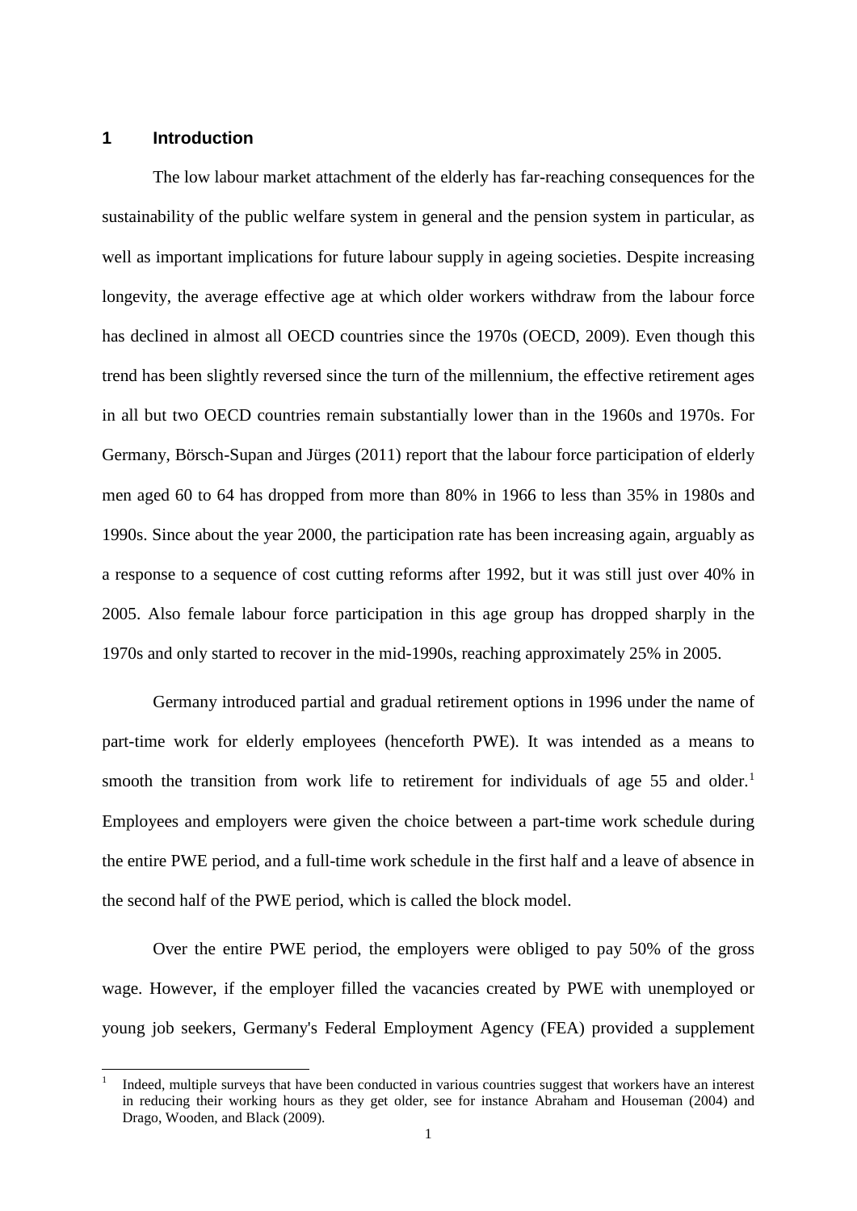# 1 Introduction

The low labour market attachment of the elderly has far-reaching consequences for the sustainability of the public welfare system in general and the pension system in particular, as well as important implications for future labour supply in ageing societies. Despite increasing longevity, the average effective age at which older workers withdraw from the labour force has declined in almost all OECD countries since the 1970s (OECD, 2009). Even though this trend has been slightly reversed since the turn of the millennium, the effective retirement ages in all but two OECD countries remain substantially lower than in the 1960s and 1970s. For Germany, Börsch-Supan and Jürges (2011) report that the labour force participation of elderly men aged 60 to 64 has dropped from more than 80% in 1966 to less than 35% in 1980s and 1990s. Since about the year 2000, the participation rate has been increasing again, arguably as a response to a sequence of cost cutting reforms after 1992, but it was still just over 40% in 2005. Also female labour force participation in this age group has dropped sharply in the 1970s and only started to recover in the mid-1990s, reaching approximately 25% in 2005.

Germany introduced partial and gradual retirement options in 1996 under the name of part-time work for elderly employees (henceforth PWE). It was intended as a means to smooth the transition from work life to retirement for individuals of age 55 and older.[1] Employees and employers were given the choice between a part-time work schedule during the entire PWE period, and a full-time work schedule in the first half and a leave of absence in the second half of the PWE period, which is called the block model.

Over the entire PWE period, the employers were obliged to pay 50% of the gross wage. However, if the employer filled the vacancies created by PWE with unemployed or young job seekers, Germany's Federal Employment Agency (FEA) provided a supplement

[1] Indeed, multiple surveys that have been conducted in various countries suggest that workers have an interest in reducing their working hours as they get older, see for instance Abraham and Houseman (2004) and Drago, Wooden, and Black (2009).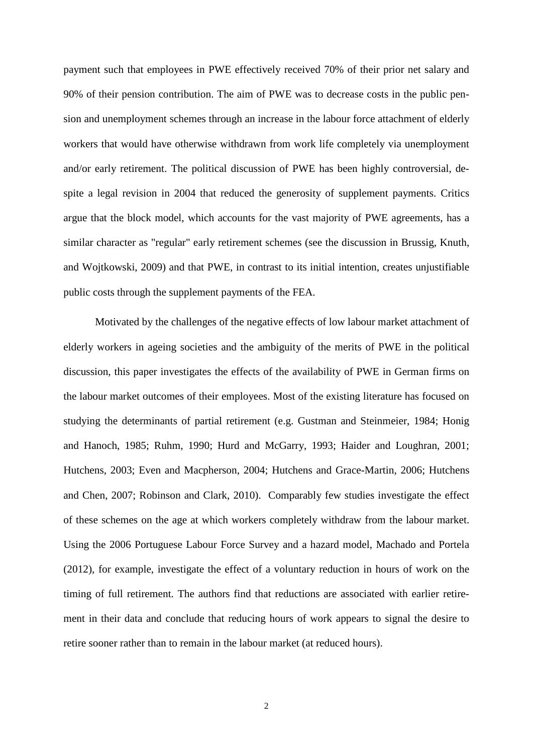payment such that employees in PWE effectively received 70% of their prior net salary and 90% of their pension contribution. The aim of PWE was to decrease costs in the public pension and unemployment schemes through an increase in the labour force attachment of elderly workers that would have otherwise withdrawn from work life completely via unemployment and/or early retirement. The political discussion of PWE has been highly controversial, despite a legal revision in 2004 that reduced the generosity of supplement payments. Critics argue that the block model, which accounts for the vast majority of PWE agreements, has a similar character as "regular" early retirement schemes (see the discussion in Brussig, Knuth, and Wojtkowski, 2009) and that PWE, in contrast to its initial intention, creates unjustifiable public costs through the supplement payments of the FEA.

Motivated by the challenges of the negative effects of low labour market attachment of elderly workers in ageing societies and the ambiguity of the merits of PWE in the political discussion, this paper investigates the effects of the availability of PWE in German firms on the labour market outcomes of their employees. Most of the existing literature has focused on studying the determinants of partial retirement (e.g. Gustman and Steinmeier, 1984; Honig and Hanoch, 1985; Ruhm, 1990; Hurd and McGarry, 1993; Haider and Loughran, 2001; Hutchens, 2003; Even and Macpherson, 2004; Hutchens and Grace-Martin, 2006; Hutchens and Chen, 2007; Robinson and Clark, 2010). Comparably few studies investigate the effect of these schemes on the age at which workers completely withdraw from the labour market. Using the 2006 Portuguese Labour Force Survey and a hazard model, Machado and Portela (2012), for example, investigate the effect of a voluntary reduction in hours of work on the timing of full retirement. The authors find that reductions are associated with earlier retirement in their data and conclude that reducing hours of work appears to signal the desire to retire sooner rather than to remain in the labour market (at reduced hours).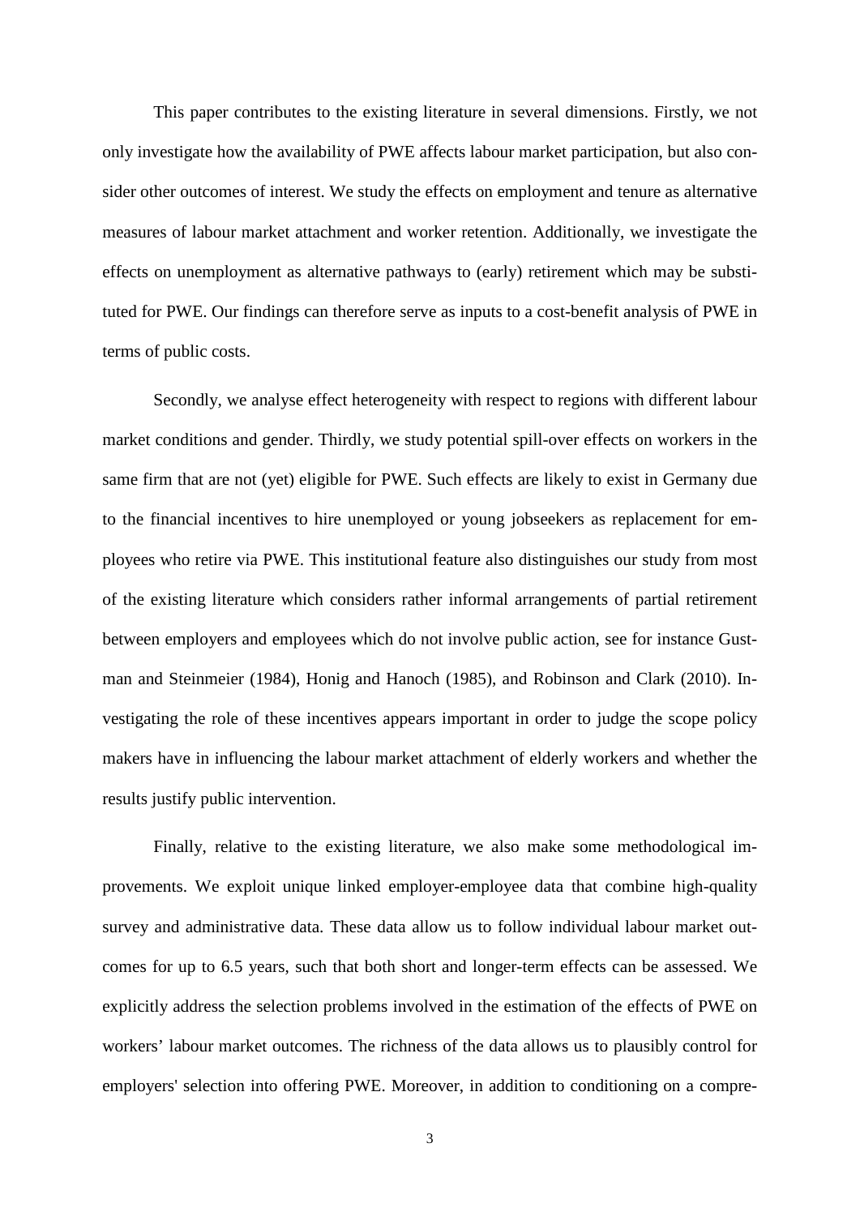This paper contributes to the existing literature in several dimensions. Firstly, we not only investigate how the availability of PWE affects labour market participation, but also consider other outcomes of interest. We study the effects on employment and tenure as alternative measures of labour market attachment and worker retention. Additionally, we investigate the effects on unemployment as alternative pathways to (early) retirement which may be substituted for PWE. Our findings can therefore serve as inputs to a cost-benefit analysis of PWE in terms of public costs.

Secondly, we analyse effect heterogeneity with respect to regions with different labour market conditions and gender. Thirdly, we study potential spill-over effects on workers in the same firm that are not (yet) eligible for PWE. Such effects are likely to exist in Germany due to the financial incentives to hire unemployed or young jobseekers as replacement for employees who retire via PWE. This institutional feature also distinguishes our study from most of the existing literature which considers rather informal arrangements of partial retirement between employers and employees which do not involve public action, see for instance Gustman and Steinmeier (1984), Honig and Hanoch (1985), and Robinson and Clark (2010). Investigating the role of these incentives appears important in order to judge the scope policy makers have in influencing the labour market attachment of elderly workers and whether the results justify public intervention.

Finally, relative to the existing literature, we also make some methodological improvements. We exploit unique linked employer-employee data that combine high-quality survey and administrative data. These data allow us to follow individual labour market outcomes for up to 6.5 years, such that both short and longer-term effects can be assessed. We explicitly address the selection problems involved in the estimation of the effects of PWE on workers' labour market outcomes. The richness of the data allows us to plausibly control for employers' selection into offering PWE. Moreover, in addition to conditioning on a compre-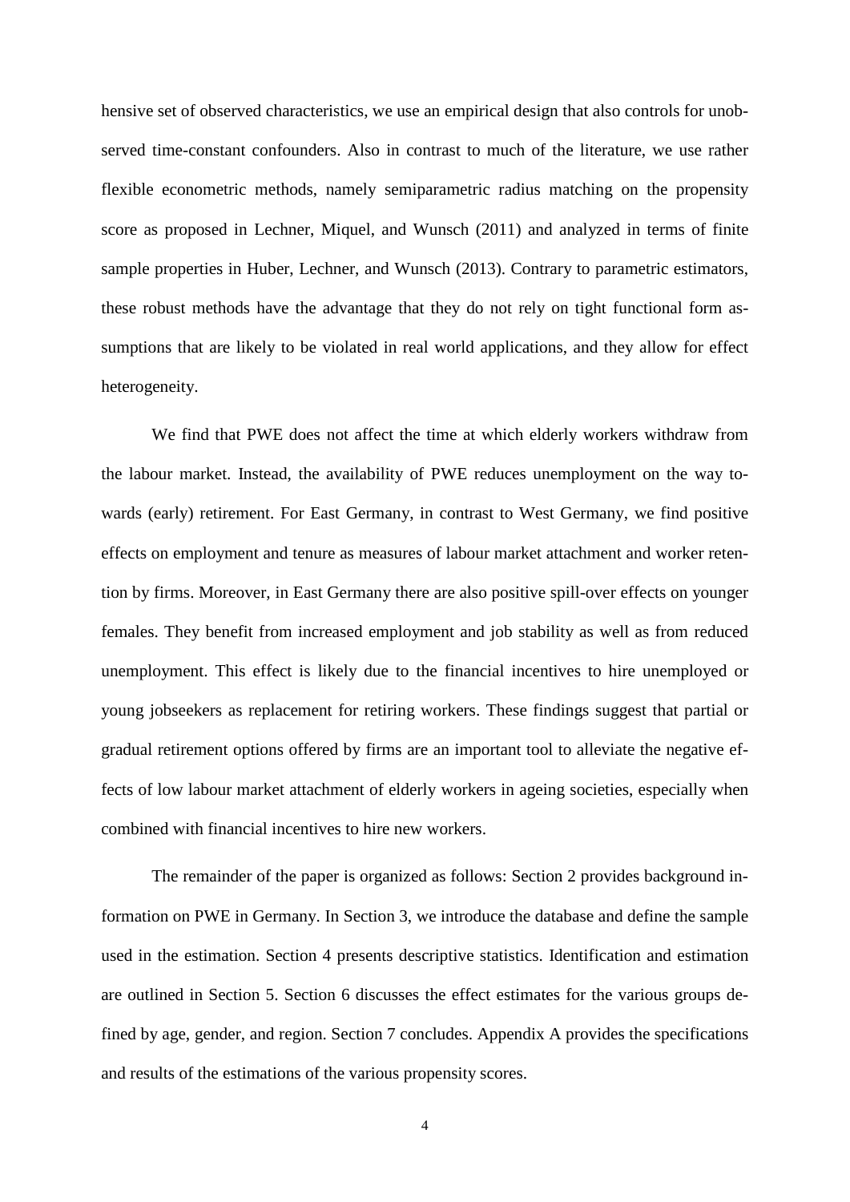hensive set of observed characteristics, we use an empirical design that also controls for unobserved time-constant confounders. Also in contrast to much of the literature, we use rather flexible econometric methods, namely semiparametric radius matching on the propensity score as proposed in Lechner, Miquel, and Wunsch (2011) and analyzed in terms of finite sample properties in Huber, Lechner, and Wunsch (2013). Contrary to parametric estimators, these robust methods have the advantage that they do not rely on tight functional form assumptions that are likely to be violated in real world applications, and they allow for effect heterogeneity.

We find that PWE does not affect the time at which elderly workers withdraw from the labour market. Instead, the availability of PWE reduces unemployment on the way towards (early) retirement. For East Germany, in contrast to West Germany, we find positive effects on employment and tenure as measures of labour market attachment and worker retention by firms. Moreover, in East Germany there are also positive spill-over effects on younger females. They benefit from increased employment and job stability as well as from reduced unemployment. This effect is likely due to the financial incentives to hire unemployed or young jobseekers as replacement for retiring workers. These findings suggest that partial or gradual retirement options offered by firms are an important tool to alleviate the negative effects of low labour market attachment of elderly workers in ageing societies, especially when combined with financial incentives to hire new workers.

The remainder of the paper is organized as follows: Section 2 provides background information on PWE in Germany. In Section 3, we introduce the database and define the sample used in the estimation. Section 4 presents descriptive statistics. Identification and estimation are outlined in Section 5. Section 6 discusses the effect estimates for the various groups defined by age, gender, and region. Section 7 concludes. Appendix A provides the specifications and results of the estimations of the various propensity scores.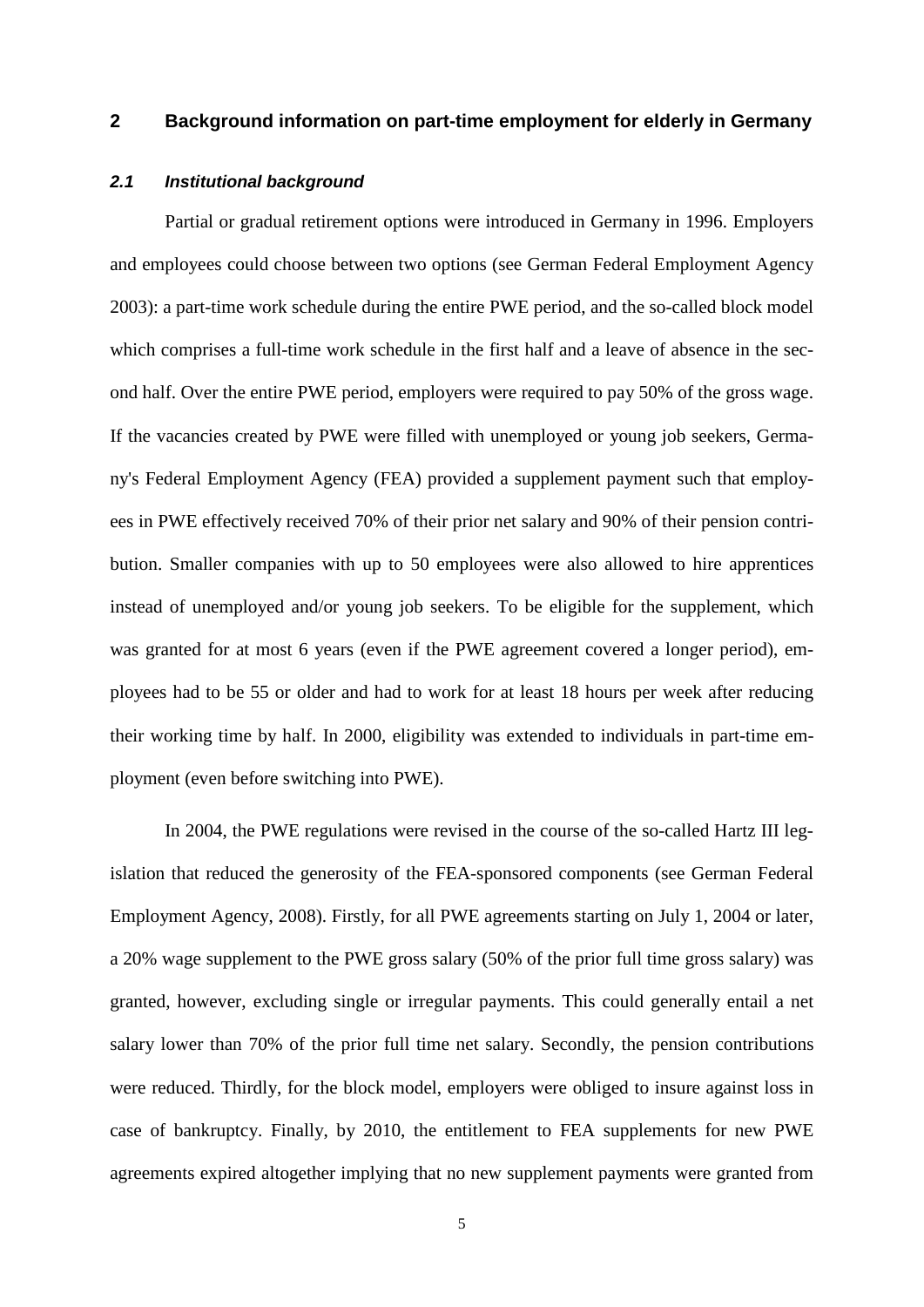## 2 Background information on part-time employment for elderly in Germany

### *2.1 Institutional background*

Partial or gradual retirement options were introduced in Germany in 1996. Employers and employees could choose between two options (see German Federal Employment Agency 2003): a part-time work schedule during the entire PWE period, and the so-called block model which comprises a full-time work schedule in the first half and a leave of absence in the second half. Over the entire PWE period, employers were required to pay 50% of the gross wage. If the vacancies created by PWE were filled with unemployed or young job seekers, Germany's Federal Employment Agency (FEA) provided a supplement payment such that employees in PWE effectively received 70% of their prior net salary and 90% of their pension contribution. Smaller companies with up to 50 employees were also allowed to hire apprentices instead of unemployed and/or young job seekers. To be eligible for the supplement, which was granted for at most 6 years (even if the PWE agreement covered a longer period), employees had to be 55 or older and had to work for at least 18 hours per week after reducing their working time by half. In 2000, eligibility was extended to individuals in part-time employment (even before switching into PWE).

In 2004, the PWE regulations were revised in the course of the so-called Hartz III legislation that reduced the generosity of the FEA-sponsored components (see German Federal Employment Agency, 2008). Firstly, for all PWE agreements starting on July 1, 2004 or later, a 20% wage supplement to the PWE gross salary (50% of the prior full time gross salary) was granted, however, excluding single or irregular payments. This could generally entail a net salary lower than 70% of the prior full time net salary. Secondly, the pension contributions were reduced. Thirdly, for the block model, employers were obliged to insure against loss in case of bankruptcy. Finally, by 2010, the entitlement to FEA supplements for new PWE agreements expired altogether implying that no new supplement payments were granted from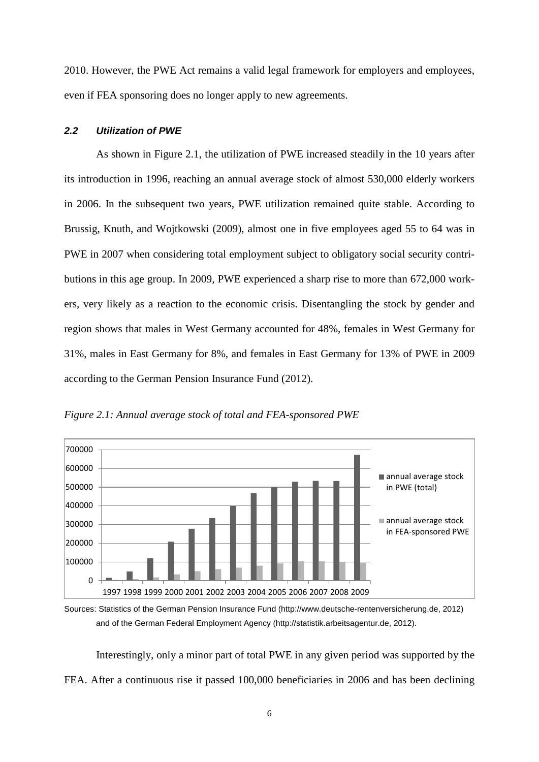2010. However, the PWE Act remains a valid legal framework for employers and employees, even if FEA sponsoring does no longer apply to new agreements.

### *2.2 Utilization of PWE*

As shown in Figure 2.1, the utilization of PWE increased steadily in the 10 years after its introduction in 1996, reaching an annual average stock of almost 530,000 elderly workers in 2006. In the subsequent two years, PWE utilization remained quite stable. According to Brussig, Knuth, and Wojtkowski (2009), almost one in five employees aged 55 to 64 was in PWE in 2007 when considering total employment subject to obligatory social security contributions in this age group. In 2009, PWE experienced a sharp rise to more than 672,000 workers, very likely as a reaction to the economic crisis. Disentangling the stock by gender and region shows that males in West Germany accounted for 48%, females in West Germany for 31%, males in East Germany for 8%, and females in East Germany for 13% of PWE in 2009 according to the German Pension Insurance Fund (2012).

*Figure 2.1: Annual average stock of total and FEA-sponsored PWE*

Sources: Statistics of the German Pension Insurance Fund (http://www.deutsche-rentenversicherung.de, 2012) and of the German Federal Employment Agency (http://statistik.arbeitsagentur.de, 2012).

Interestingly, only a minor part of total PWE in any given period was supported by the FEA. After a continuous rise it passed 100,000 beneficiaries in 2006 and has been declining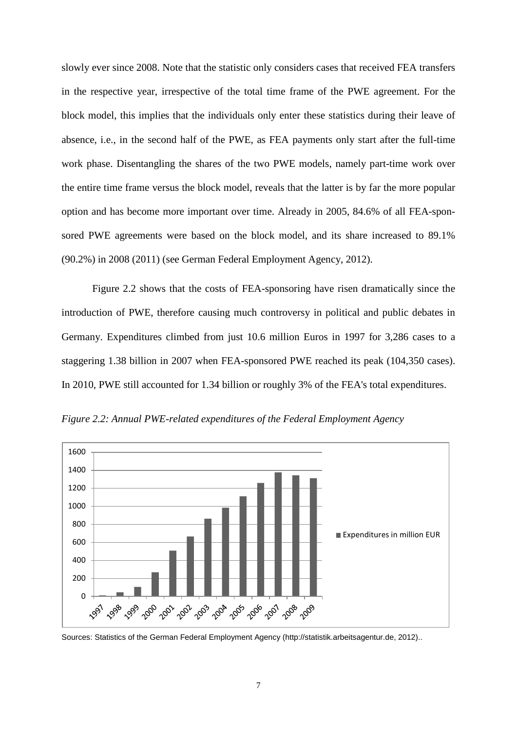slowly ever since 2008. Note that the statistic only considers cases that received FEA transfers in the respective year, irrespective of the total time frame of the PWE agreement. For the block model, this implies that the individuals only enter these statistics during their leave of absence, i.e., in the second half of the PWE, as FEA payments only start after the full-time work phase. Disentangling the shares of the two PWE models, namely part-time work over the entire time frame versus the block model, reveals that the latter is by far the more popular option and has become more important over time. Already in 2005, 84.6% of all FEA-sponsored PWE agreements were based on the block model, and its share increased to 89.1% (90.2%) in 2008 (2011) (see German Federal Employment Agency, 2012).

Figure 2.2 shows that the costs of FEA-sponsoring have risen dramatically since the introduction of PWE, therefore causing much controversy in political and public debates in Germany. Expenditures climbed from just 10.6 million Euros in 1997 for 3,286 cases to a staggering 1.38 billion in 2007 when FEA-sponsored PWE reached its peak (104,350 cases). In 2010, PWE still accounted for 1.34 billion or roughly 3% of the FEA's total expenditures.

*Figure 2.2: Annual PWE-related expenditures of the Federal Employment Agency*

Sources: Statistics of the German Federal Employment Agency (http://statistik.arbeitsagentur.de, 2012)..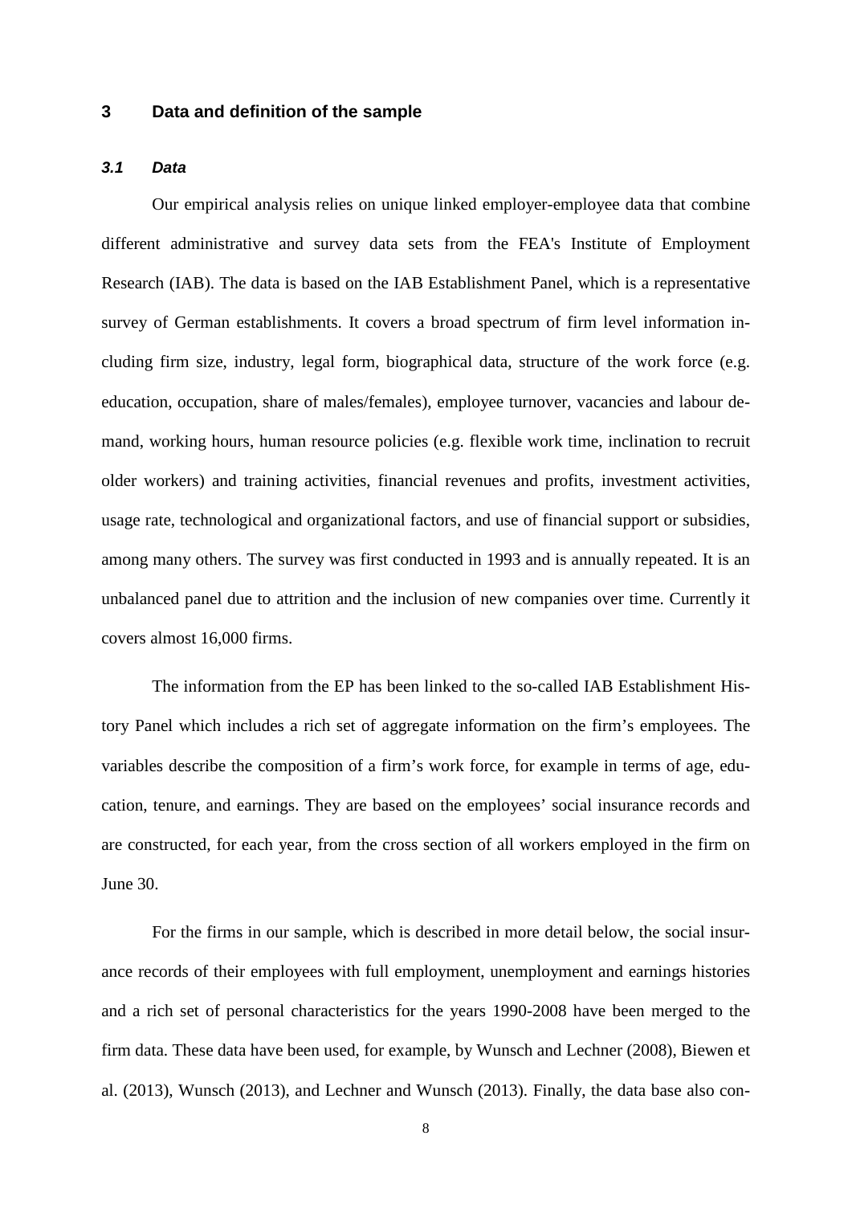## 3 Data and definition of the sample

### *3.1 Data*

Our empirical analysis relies on unique linked employer-employee data that combine different administrative and survey data sets from the FEA's Institute of Employment Research (IAB). The data is based on the IAB Establishment Panel, which is a representative survey of German establishments. It covers a broad spectrum of firm level information including firm size, industry, legal form, biographical data, structure of the work force (e.g. education, occupation, share of males/females), employee turnover, vacancies and labour demand, working hours, human resource policies (e.g. flexible work time, inclination to recruit older workers) and training activities, financial revenues and profits, investment activities, usage rate, technological and organizational factors, and use of financial support or subsidies, among many others. The survey was first conducted in 1993 and is annually repeated. It is an unbalanced panel due to attrition and the inclusion of new companies over time. Currently it covers almost 16,000 firms.

The information from the EP has been linked to the so-called IAB Establishment History Panel which includes a rich set of aggregate information on the firm's employees. The variables describe the composition of a firm's work force, for example in terms of age, education, tenure, and earnings. They are based on the employees' social insurance records and are constructed, for each year, from the cross section of all workers employed in the firm on June 30.

For the firms in our sample, which is described in more detail below, the social insurance records of their employees with full employment, unemployment and earnings histories and a rich set of personal characteristics for the years 1990-2008 have been merged to the firm data. These data have been used, for example, by Wunsch and Lechner (2008), Biewen et al. (2013), Wunsch (2013), and Lechner and Wunsch (2013). Finally, the data base also con-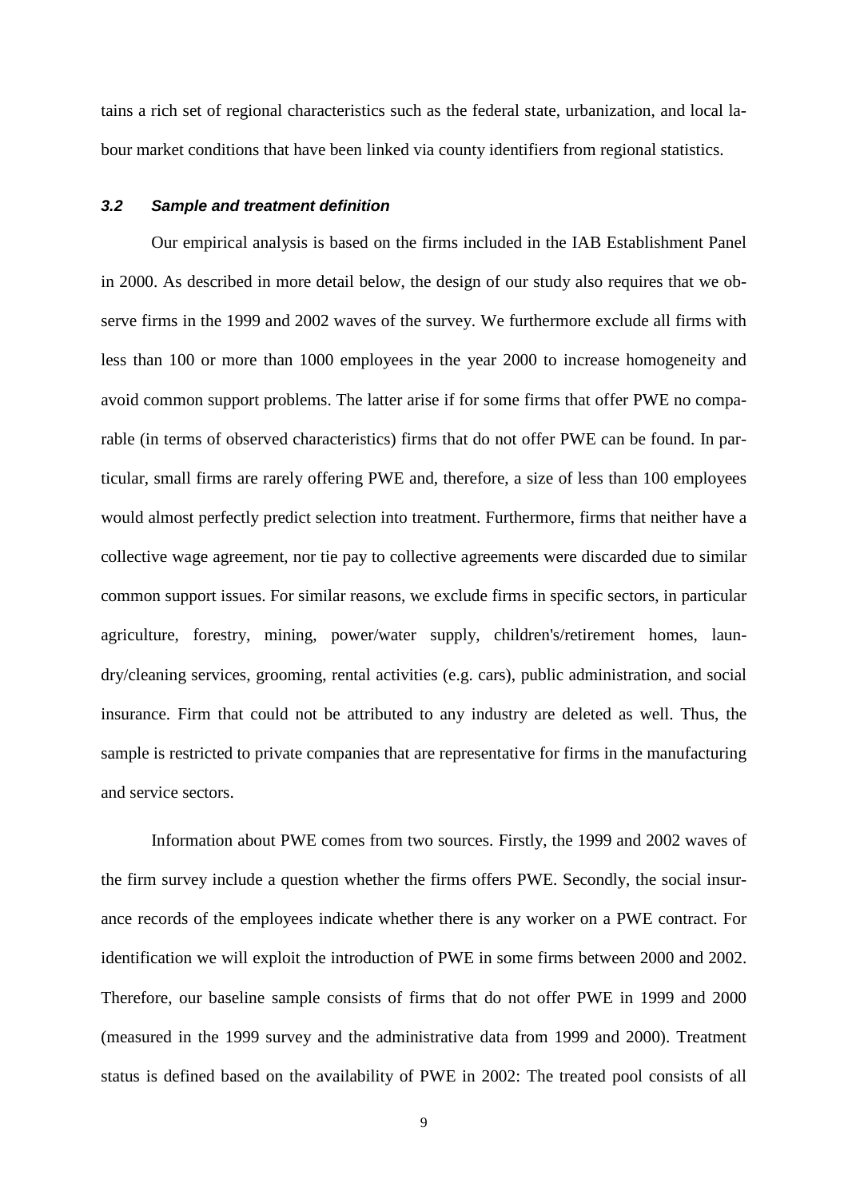tains a rich set of regional characteristics such as the federal state, urbanization, and local labour market conditions that have been linked via county identifiers from regional statistics.

### *3.2 Sample and treatment definition*

Our empirical analysis is based on the firms included in the IAB Establishment Panel in 2000. As described in more detail below, the design of our study also requires that we observe firms in the 1999 and 2002 waves of the survey. We furthermore exclude all firms with less than 100 or more than 1000 employees in the year 2000 to increase homogeneity and avoid common support problems. The latter arise if for some firms that offer PWE no comparable (in terms of observed characteristics) firms that do not offer PWE can be found. In particular, small firms are rarely offering PWE and, therefore, a size of less than 100 employees would almost perfectly predict selection into treatment. Furthermore, firms that neither have a collective wage agreement, nor tie pay to collective agreements were discarded due to similar common support issues. For similar reasons, we exclude firms in specific sectors, in particular agriculture, forestry, mining, power/water supply, children's/retirement homes, laundry/cleaning services, grooming, rental activities (e.g. cars), public administration, and social insurance. Firm that could not be attributed to any industry are deleted as well. Thus, the sample is restricted to private companies that are representative for firms in the manufacturing and service sectors.

Information about PWE comes from two sources. Firstly, the 1999 and 2002 waves of the firm survey include a question whether the firms offers PWE. Secondly, the social insurance records of the employees indicate whether there is any worker on a PWE contract. For identification we will exploit the introduction of PWE in some firms between 2000 and 2002. Therefore, our baseline sample consists of firms that do not offer PWE in 1999 and 2000 (measured in the 1999 survey and the administrative data from 1999 and 2000). Treatment status is defined based on the availability of PWE in 2002: The treated pool consists of all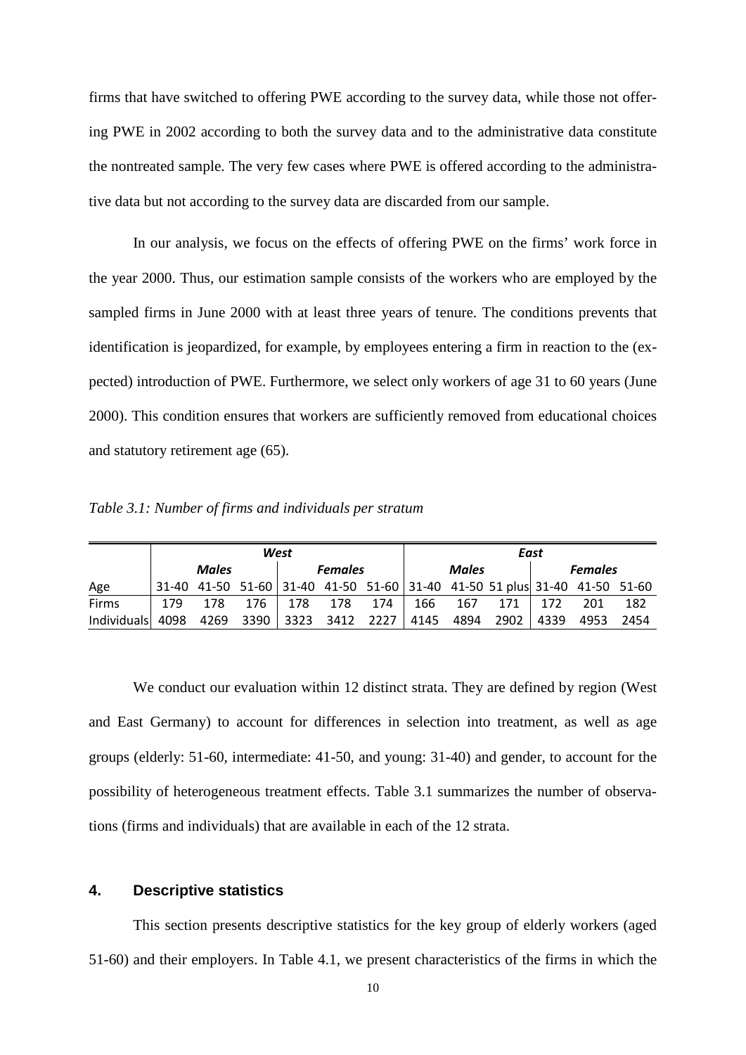firms that have switched to offering PWE according to the survey data, while those not offering PWE in 2002 according to both the survey data and to the administrative data constitute the nontreated sample. The very few cases where PWE is offered according to the administrative data but not according to the survey data are discarded from our sample.

In our analysis, we focus on the effects of offering PWE on the firms' work force in the year 2000. Thus, our estimation sample consists of the workers who are employed by the sampled firms in June 2000 with at least three years of tenure. The conditions prevents that identification is jeopardized, for example, by employees entering a firm in reaction to the (expected) introduction of PWE. Furthermore, we select only workers of age 31 to 60 years (June 2000). This condition ensures that workers are sufficiently removed from educational choices and statutory retirement age (65).

*Table 3.1: Number of firms and individuals per stratum*

| | ***West*** | | | | | | ***East*** | | | | | |
|---|---|---|---|---|---|---|---|---|---|---|---|---|
| | ***Males*** | | | ***Females*** | | | ***Males*** | | | ***Females*** | | |
| Age | 31-40 | 41-50 | 51-60 | 31-40 | 41-50 | 51-60 | 31-40 | 41-50 | 51 plus | 31-40 | 41-50 | 51-60 |
| Firms | 179 | 178 | 176 | 178 | 178 | 174 | 166 | 167 | 171 | 172 | 201 | 182 |
| Individuals | 4098 | 4269 | 3390 | 3323 | 3412 | 2227 | 4145 | 4894 | 2902 | 4339 | 4953 | 2454 |

We conduct our evaluation within 12 distinct strata. They are defined by region (West and East Germany) to account for differences in selection into treatment, as well as age groups (elderly: 51-60, intermediate: 41-50, and young: 31-40) and gender, to account for the possibility of heterogeneous treatment effects. Table 3.1 summarizes the number of observations (firms and individuals) that are available in each of the 12 strata.

## 4. Descriptive statistics

This section presents descriptive statistics for the key group of elderly workers (aged 51-60) and their employers. In Table 4.1, we present characteristics of the firms in which the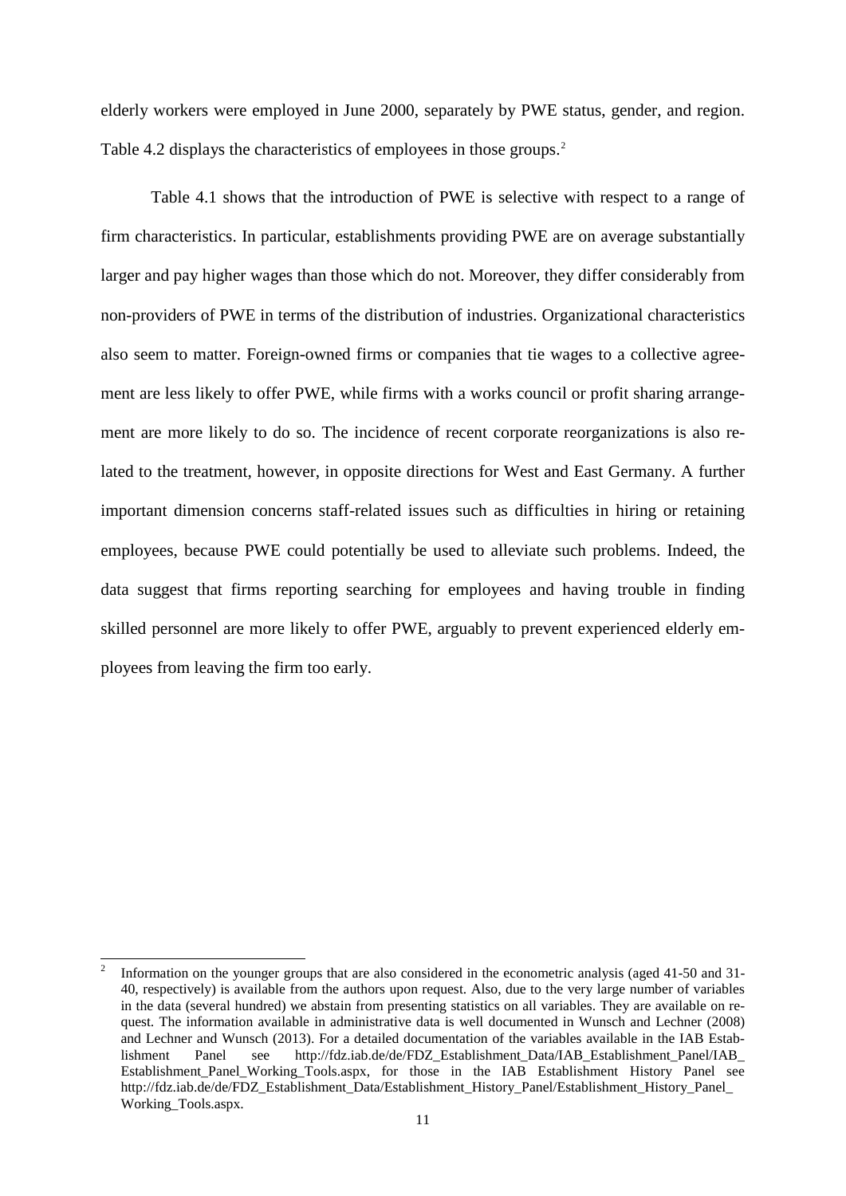elderly workers were employed in June 2000, separately by PWE status, gender, and region. Table 4.2 displays the characteristics of employees in those groups.[2]

Table 4.1 shows that the introduction of PWE is selective with respect to a range of firm characteristics. In particular, establishments providing PWE are on average substantially larger and pay higher wages than those which do not. Moreover, they differ considerably from non-providers of PWE in terms of the distribution of industries. Organizational characteristics also seem to matter. Foreign-owned firms or companies that tie wages to a collective agreement are less likely to offer PWE, while firms with a works council or profit sharing arrangement are more likely to do so. The incidence of recent corporate reorganizations is also related to the treatment, however, in opposite directions for West and East Germany. A further important dimension concerns staff-related issues such as difficulties in hiring or retaining employees, because PWE could potentially be used to alleviate such problems. Indeed, the data suggest that firms reporting searching for employees and having trouble in finding skilled personnel are more likely to offer PWE, arguably to prevent experienced elderly employees from leaving the firm too early.

[2] Information on the younger groups that are also considered in the econometric analysis (aged 41-50 and 31-40, respectively) is available from the authors upon request. Also, due to the very large number of variables in the data (several hundred) we abstain from presenting statistics on all variables. They are available on request. The information available in administrative data is well documented in Wunsch and Lechner (2008) and Lechner and Wunsch (2013). For a detailed documentation of the variables available in the IAB Establishment Panel see http://fdz.iab.de/de/FDZ_Establishment_Data/IAB_Establishment_Panel/IAB_Establishment_Panel_Working_Tools.aspx, for those in the IAB Establishment History Panel see http://fdz.iab.de/de/FDZ_Establishment_Data/Establishment_History_Panel/Establishment_History_Panel_Working_Tools.aspx.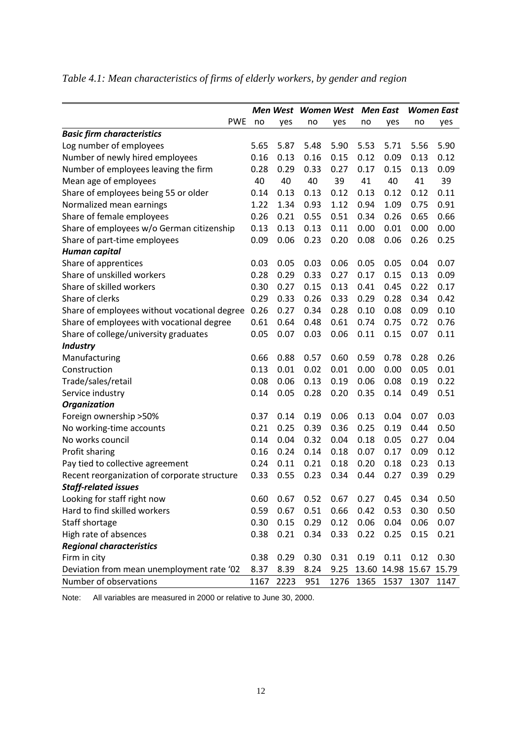*Table 4.1: Mean characteristics of firms of elderly workers, by gender and region*

| | ***Men West*** | | ***Women West*** | | ***Men East*** | | ***Women East*** | |
|---|---|---|---|---|---|---|---|---|
| PWE | no | yes | no | yes | no | yes | no | yes |
| ***Basic firm characteristics*** | | | | | | | | |
| Log number of employees | 5.65 | 5.87 | 5.48 | 5.90 | 5.53 | 5.71 | 5.56 | 5.90 |
| Number of newly hired employees | 0.16 | 0.13 | 0.16 | 0.15 | 0.12 | 0.09 | 0.13 | 0.12 |
| Number of employees leaving the firm | 0.28 | 0.29 | 0.33 | 0.27 | 0.17 | 0.15 | 0.13 | 0.09 |
| Mean age of employees | 40 | 40 | 40 | 39 | 41 | 40 | 41 | 39 |
| Share of employees being 55 or older | 0.14 | 0.13 | 0.13 | 0.12 | 0.13 | 0.12 | 0.12 | 0.11 |
| Normalized mean earnings | 1.22 | 1.34 | 0.93 | 1.12 | 0.94 | 1.09 | 0.75 | 0.91 |
| Share of female employees | 0.26 | 0.21 | 0.55 | 0.51 | 0.34 | 0.26 | 0.65 | 0.66 |
| Share of employees w/o German citizenship | 0.13 | 0.13 | 0.13 | 0.11 | 0.00 | 0.01 | 0.00 | 0.00 |
| Share of part-time employees | 0.09 | 0.06 | 0.23 | 0.20 | 0.08 | 0.06 | 0.26 | 0.25 |
| ***Human capital*** | | | | | | | | |
| Share of apprentices | 0.03 | 0.05 | 0.03 | 0.06 | 0.05 | 0.05 | 0.04 | 0.07 |
| Share of unskilled workers | 0.28 | 0.29 | 0.33 | 0.27 | 0.17 | 0.15 | 0.13 | 0.09 |
| Share of skilled workers | 0.30 | 0.27 | 0.15 | 0.13 | 0.41 | 0.45 | 0.22 | 0.17 |
| Share of clerks | 0.29 | 0.33 | 0.26 | 0.33 | 0.29 | 0.28 | 0.34 | 0.42 |
| Share of employees without vocational degree | 0.26 | 0.27 | 0.34 | 0.28 | 0.10 | 0.08 | 0.09 | 0.10 |
| Share of employees with vocational degree | 0.61 | 0.64 | 0.48 | 0.61 | 0.74 | 0.75 | 0.72 | 0.76 |
| Share of college/university graduates | 0.05 | 0.07 | 0.03 | 0.06 | 0.11 | 0.15 | 0.07 | 0.11 |
| ***Industry*** | | | | | | | | |
| Manufacturing | 0.66 | 0.88 | 0.57 | 0.60 | 0.59 | 0.78 | 0.28 | 0.26 |
| Construction | 0.13 | 0.01 | 0.02 | 0.01 | 0.00 | 0.00 | 0.05 | 0.01 |
| Trade/sales/retail | 0.08 | 0.06 | 0.13 | 0.19 | 0.06 | 0.08 | 0.19 | 0.22 |
| Service industry | 0.14 | 0.05 | 0.28 | 0.20 | 0.35 | 0.14 | 0.49 | 0.51 |
| ***Organization*** | | | | | | | | |
| Foreign ownership >50% | 0.37 | 0.14 | 0.19 | 0.06 | 0.13 | 0.04 | 0.07 | 0.03 |
| No working-time accounts | 0.21 | 0.25 | 0.39 | 0.36 | 0.25 | 0.19 | 0.44 | 0.50 |
| No works council | 0.14 | 0.04 | 0.32 | 0.04 | 0.18 | 0.05 | 0.27 | 0.04 |
| Profit sharing | 0.16 | 0.24 | 0.14 | 0.18 | 0.07 | 0.17 | 0.09 | 0.12 |
| Pay tied to collective agreement | 0.24 | 0.11 | 0.21 | 0.18 | 0.20 | 0.18 | 0.23 | 0.13 |
| Recent reorganization of corporate structure | 0.33 | 0.55 | 0.23 | 0.34 | 0.44 | 0.27 | 0.39 | 0.29 |
| ***Staff-related issues*** | | | | | | | | |
| Looking for staff right now | 0.60 | 0.67 | 0.52 | 0.67 | 0.27 | 0.45 | 0.34 | 0.50 |
| Hard to find skilled workers | 0.59 | 0.67 | 0.51 | 0.66 | 0.42 | 0.53 | 0.30 | 0.50 |
| Staff shortage | 0.30 | 0.15 | 0.29 | 0.12 | 0.06 | 0.04 | 0.06 | 0.07 |
| High rate of absences | 0.38 | 0.21 | 0.34 | 0.33 | 0.22 | 0.25 | 0.15 | 0.21 |
| ***Regional characteristics*** | | | | | | | | |
| Firm in city | 0.38 | 0.29 | 0.30 | 0.31 | 0.19 | 0.11 | 0.12 | 0.30 |
| Deviation from mean unemployment rate '02 | 8.37 | 8.39 | 8.24 | 9.25 | 13.60 | 14.98 | 15.67 | 15.79 |
| Number of observations | 1167 | 2223 | 951 | 1276 | 1365 | 1537 | 1307 | 1147 |

Note: All variables are measured in 2000 or relative to June 30, 2000.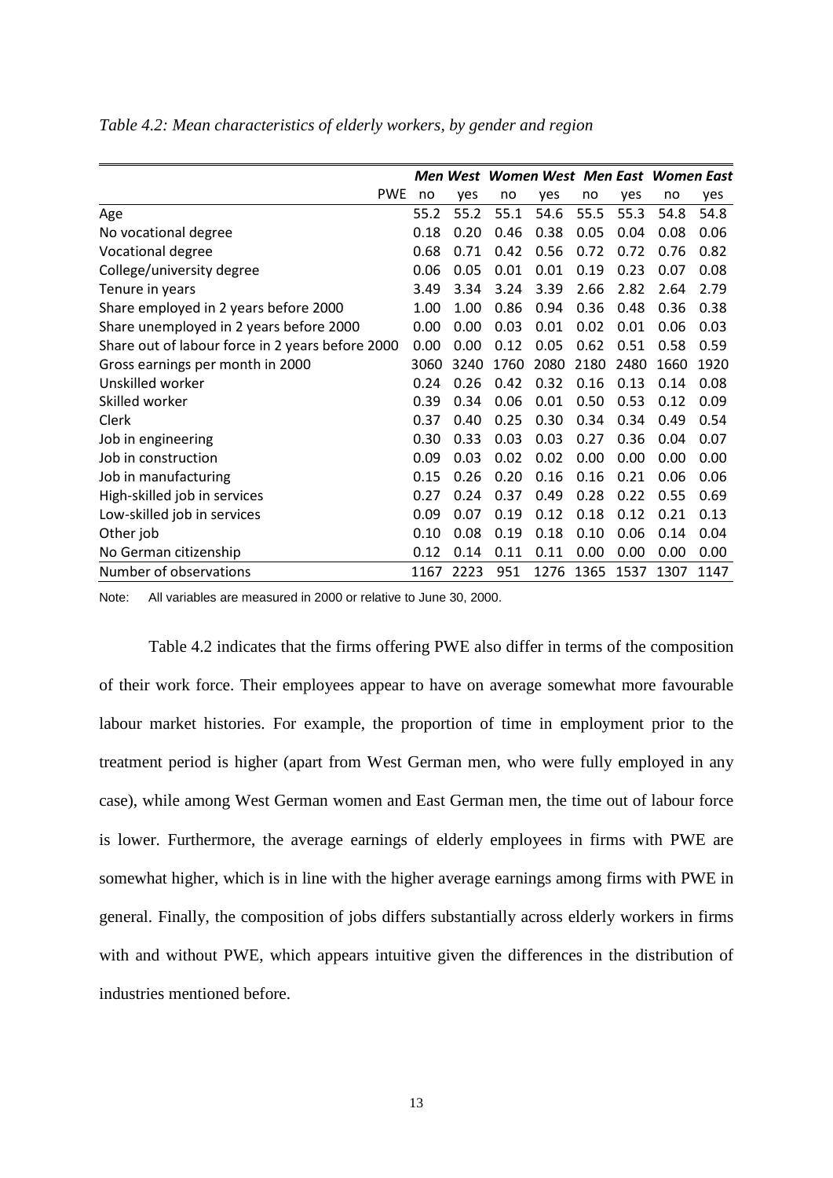*Table 4.2: Mean characteristics of elderly workers, by gender and region*

| | ***Men West*** | | ***Women West*** | | ***Men East*** | | ***Women East*** | |
|---|---|---|---|---|---|---|---|---|
| PWE | no | yes | no | yes | no | yes | no | yes |
| Age | 55.2 | 55.2 | 55.1 | 54.6 | 55.5 | 55.3 | 54.8 | 54.8 |
| No vocational degree | 0.18 | 0.20 | 0.46 | 0.38 | 0.05 | 0.04 | 0.08 | 0.06 |
| Vocational degree | 0.68 | 0.71 | 0.42 | 0.56 | 0.72 | 0.72 | 0.76 | 0.82 |
| College/university degree | 0.06 | 0.05 | 0.01 | 0.01 | 0.19 | 0.23 | 0.07 | 0.08 |
| Tenure in years | 3.49 | 3.34 | 3.24 | 3.39 | 2.66 | 2.82 | 2.64 | 2.79 |
| Share employed in 2 years before 2000 | 1.00 | 1.00 | 0.86 | 0.94 | 0.36 | 0.48 | 0.36 | 0.38 |
| Share unemployed in 2 years before 2000 | 0.00 | 0.00 | 0.03 | 0.01 | 0.02 | 0.01 | 0.06 | 0.03 |
| Share out of labour force in 2 years before 2000 | 0.00 | 0.00 | 0.12 | 0.05 | 0.62 | 0.51 | 0.58 | 0.59 |
| Gross earnings per month in 2000 | 3060 | 3240 | 1760 | 2080 | 2180 | 2480 | 1660 | 1920 |
| Unskilled worker | 0.24 | 0.26 | 0.42 | 0.32 | 0.16 | 0.13 | 0.14 | 0.08 |
| Skilled worker | 0.39 | 0.34 | 0.06 | 0.01 | 0.50 | 0.53 | 0.12 | 0.09 |
| Clerk | 0.37 | 0.40 | 0.25 | 0.30 | 0.34 | 0.34 | 0.49 | 0.54 |
| Job in engineering | 0.30 | 0.33 | 0.03 | 0.03 | 0.27 | 0.36 | 0.04 | 0.07 |
| Job in construction | 0.09 | 0.03 | 0.02 | 0.02 | 0.00 | 0.00 | 0.00 | 0.00 |
| Job in manufacturing | 0.15 | 0.26 | 0.20 | 0.16 | 0.16 | 0.21 | 0.06 | 0.06 |
| High-skilled job in services | 0.27 | 0.24 | 0.37 | 0.49 | 0.28 | 0.22 | 0.55 | 0.69 |
| Low-skilled job in services | 0.09 | 0.07 | 0.19 | 0.12 | 0.18 | 0.12 | 0.21 | 0.13 |
| Other job | 0.10 | 0.08 | 0.19 | 0.18 | 0.10 | 0.06 | 0.14 | 0.04 |
| No German citizenship | 0.12 | 0.14 | 0.11 | 0.11 | 0.00 | 0.00 | 0.00 | 0.00 |
| Number of observations | 1167 | 2223 | 951 | 1276 | 1365 | 1537 | 1307 | 1147 |

Note: All variables are measured in 2000 or relative to June 30, 2000.

Table 4.2 indicates that the firms offering PWE also differ in terms of the composition of their work force. Their employees appear to have on average somewhat more favourable labour market histories. For example, the proportion of time in employment prior to the treatment period is higher (apart from West German men, who were fully employed in any case), while among West German women and East German men, the time out of labour force is lower. Furthermore, the average earnings of elderly employees in firms with PWE are somewhat higher, which is in line with the higher average earnings among firms with PWE in general. Finally, the composition of jobs differs substantially across elderly workers in firms with and without PWE, which appears intuitive given the differences in the distribution of industries mentioned before.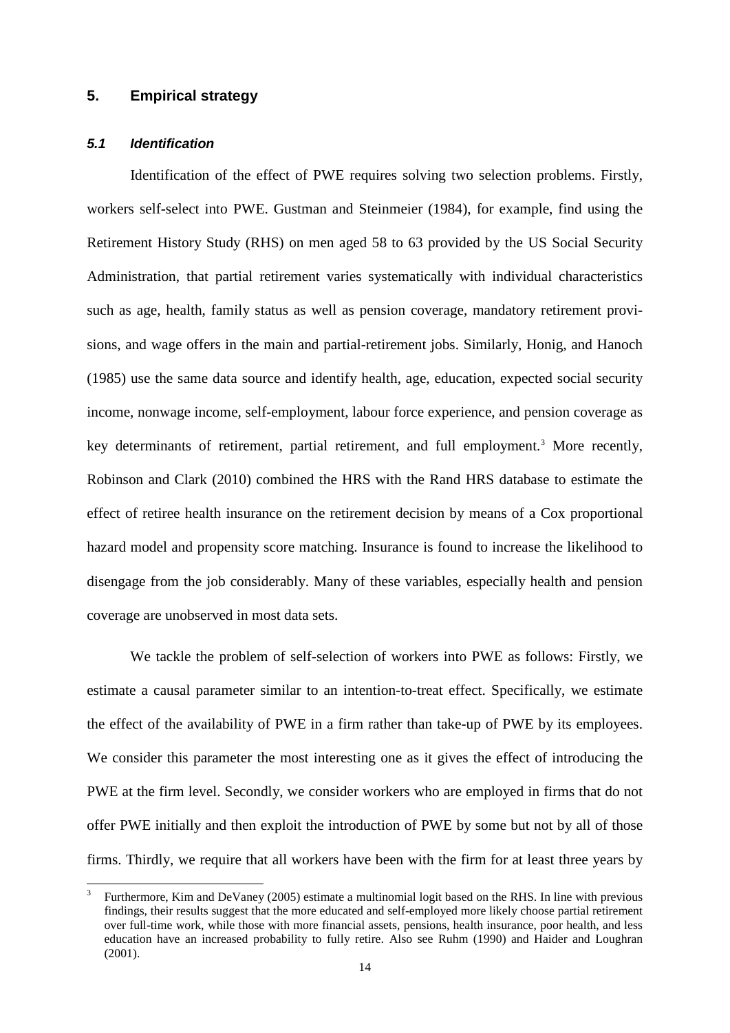## 5. Empirical strategy

### *5.1 Identification*

Identification of the effect of PWE requires solving two selection problems. Firstly, workers self-select into PWE. Gustman and Steinmeier (1984), for example, find using the Retirement History Study (RHS) on men aged 58 to 63 provided by the US Social Security Administration, that partial retirement varies systematically with individual characteristics such as age, health, family status as well as pension coverage, mandatory retirement provisions, and wage offers in the main and partial-retirement jobs. Similarly, Honig, and Hanoch (1985) use the same data source and identify health, age, education, expected social security income, nonwage income, self-employment, labour force experience, and pension coverage as key determinants of retirement, partial retirement, and full employment.[3] More recently, Robinson and Clark (2010) combined the HRS with the Rand HRS database to estimate the effect of retiree health insurance on the retirement decision by means of a Cox proportional hazard model and propensity score matching. Insurance is found to increase the likelihood to disengage from the job considerably. Many of these variables, especially health and pension coverage are unobserved in most data sets.

We tackle the problem of self-selection of workers into PWE as follows: Firstly, we estimate a causal parameter similar to an intention-to-treat effect. Specifically, we estimate the effect of the availability of PWE in a firm rather than take-up of PWE by its employees. We consider this parameter the most interesting one as it gives the effect of introducing the PWE at the firm level. Secondly, we consider workers who are employed in firms that do not offer PWE initially and then exploit the introduction of PWE by some but not by all of those firms. Thirdly, we require that all workers have been with the firm for at least three years by

[3] Furthermore, Kim and DeVaney (2005) estimate a multinomial logit based on the RHS. In line with previous findings, their results suggest that the more educated and self-employed more likely choose partial retirement over full-time work, while those with more financial assets, pensions, health insurance, poor health, and less education have an increased probability to fully retire. Also see Ruhm (1990) and Haider and Loughran (2001).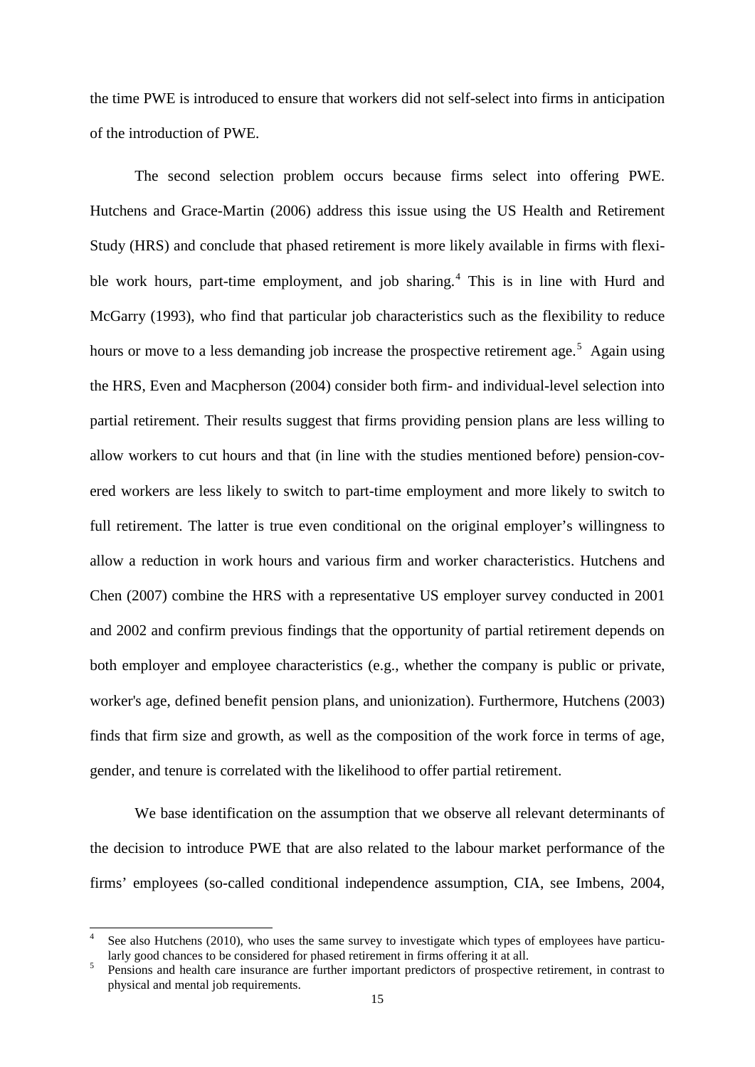the time PWE is introduced to ensure that workers did not self-select into firms in anticipation of the introduction of PWE.

The second selection problem occurs because firms select into offering PWE. Hutchens and Grace-Martin (2006) address this issue using the US Health and Retirement Study (HRS) and conclude that phased retirement is more likely available in firms with flexible work hours, part-time employment, and job sharing.[4] This is in line with Hurd and McGarry (1993), who find that particular job characteristics such as the flexibility to reduce hours or move to a less demanding job increase the prospective retirement age.[5] Again using the HRS, Even and Macpherson (2004) consider both firm- and individual-level selection into partial retirement. Their results suggest that firms providing pension plans are less willing to allow workers to cut hours and that (in line with the studies mentioned before) pension-covered workers are less likely to switch to part-time employment and more likely to switch to full retirement. The latter is true even conditional on the original employer's willingness to allow a reduction in work hours and various firm and worker characteristics. Hutchens and Chen (2007) combine the HRS with a representative US employer survey conducted in 2001 and 2002 and confirm previous findings that the opportunity of partial retirement depends on both employer and employee characteristics (e.g., whether the company is public or private, worker's age, defined benefit pension plans, and unionization). Furthermore, Hutchens (2003) finds that firm size and growth, as well as the composition of the work force in terms of age, gender, and tenure is correlated with the likelihood to offer partial retirement.

We base identification on the assumption that we observe all relevant determinants of the decision to introduce PWE that are also related to the labour market performance of the firms' employees (so-called conditional independence assumption, CIA, see Imbens, 2004,

[4] See also Hutchens (2010), who uses the same survey to investigate which types of employees have particularly good chances to be considered for phased retirement in firms offering it at all.

[5] Pensions and health care insurance are further important predictors of prospective retirement, in contrast to physical and mental job requirements.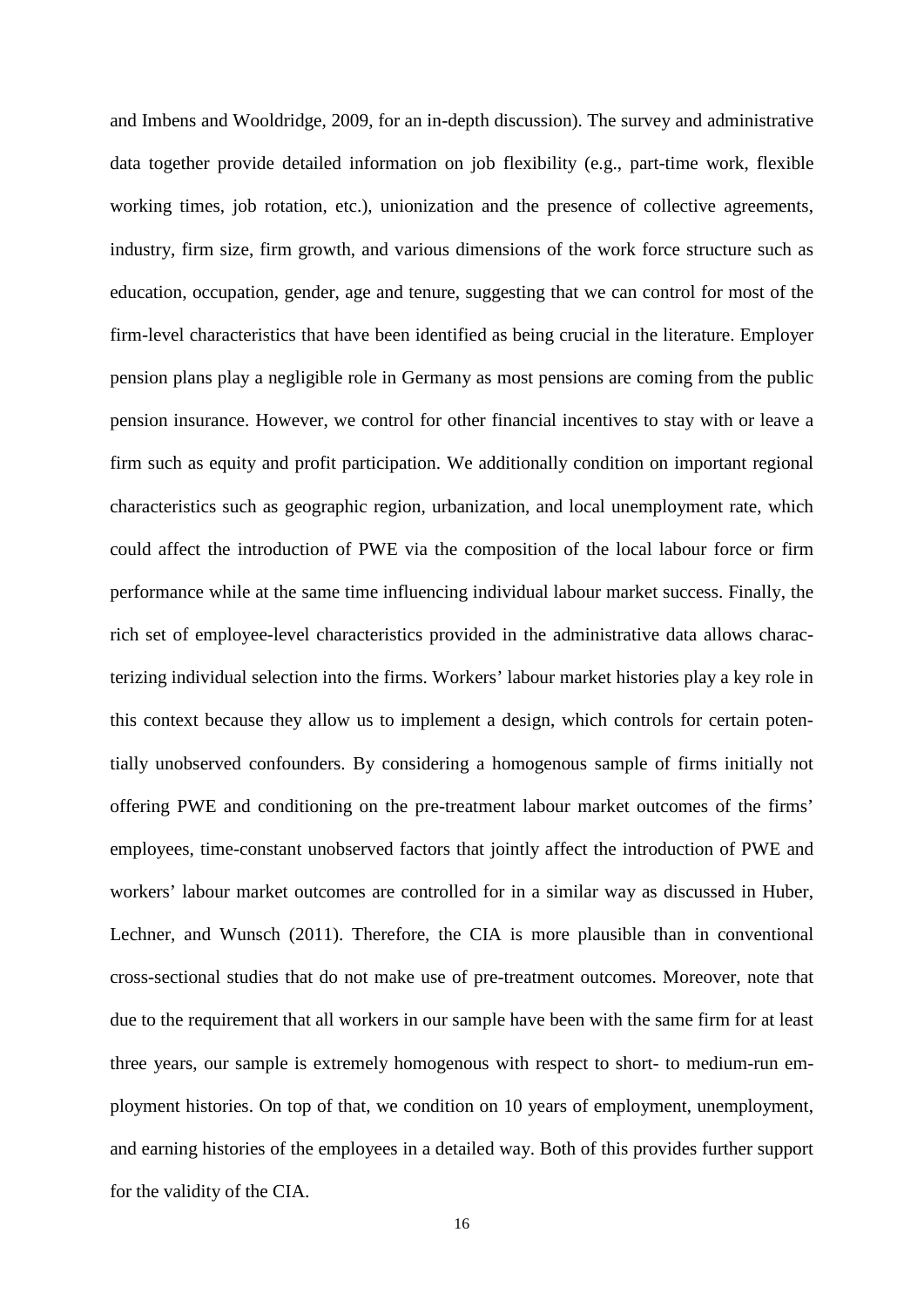and Imbens and Wooldridge, 2009, for an in-depth discussion). The survey and administrative data together provide detailed information on job flexibility (e.g., part-time work, flexible working times, job rotation, etc.), unionization and the presence of collective agreements, industry, firm size, firm growth, and various dimensions of the work force structure such as education, occupation, gender, age and tenure, suggesting that we can control for most of the firm-level characteristics that have been identified as being crucial in the literature. Employer pension plans play a negligible role in Germany as most pensions are coming from the public pension insurance. However, we control for other financial incentives to stay with or leave a firm such as equity and profit participation. We additionally condition on important regional characteristics such as geographic region, urbanization, and local unemployment rate, which could affect the introduction of PWE via the composition of the local labour force or firm performance while at the same time influencing individual labour market success. Finally, the rich set of employee-level characteristics provided in the administrative data allows characterizing individual selection into the firms. Workers' labour market histories play a key role in this context because they allow us to implement a design, which controls for certain potentially unobserved confounders. By considering a homogenous sample of firms initially not offering PWE and conditioning on the pre-treatment labour market outcomes of the firms' employees, time-constant unobserved factors that jointly affect the introduction of PWE and workers' labour market outcomes are controlled for in a similar way as discussed in Huber, Lechner, and Wunsch (2011). Therefore, the CIA is more plausible than in conventional cross-sectional studies that do not make use of pre-treatment outcomes. Moreover, note that due to the requirement that all workers in our sample have been with the same firm for at least three years, our sample is extremely homogenous with respect to short- to medium-run employment histories. On top of that, we condition on 10 years of employment, unemployment, and earning histories of the employees in a detailed way. Both of this provides further support for the validity of the CIA.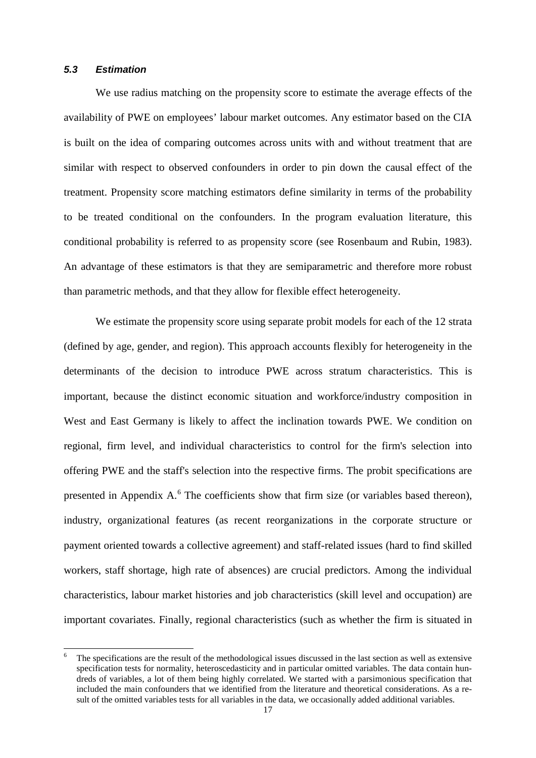### 5.3 Estimation

We use radius matching on the propensity score to estimate the average effects of the availability of PWE on employees' labour market outcomes. Any estimator based on the CIA is built on the idea of comparing outcomes across units with and without treatment that are similar with respect to observed confounders in order to pin down the causal effect of the treatment. Propensity score matching estimators define similarity in terms of the probability to be treated conditional on the confounders. In the program evaluation literature, this conditional probability is referred to as propensity score (see Rosenbaum and Rubin, 1983). An advantage of these estimators is that they are semiparametric and therefore more robust than parametric methods, and that they allow for flexible effect heterogeneity.

We estimate the propensity score using separate probit models for each of the 12 strata (defined by age, gender, and region). This approach accounts flexibly for heterogeneity in the determinants of the decision to introduce PWE across stratum characteristics. This is important, because the distinct economic situation and workforce/industry composition in West and East Germany is likely to affect the inclination towards PWE. We condition on regional, firm level, and individual characteristics to control for the firm's selection into offering PWE and the staff's selection into the respective firms. The probit specifications are presented in Appendix A.[6] The coefficients show that firm size (or variables based thereon), industry, organizational features (as recent reorganizations in the corporate structure or payment oriented towards a collective agreement) and staff-related issues (hard to find skilled workers, staff shortage, high rate of absences) are crucial predictors. Among the individual characteristics, labour market histories and job characteristics (skill level and occupation) are important covariates. Finally, regional characteristics (such as whether the firm is situated in

[6] The specifications are the result of the methodological issues discussed in the last section as well as extensive specification tests for normality, heteroscedasticity and in particular omitted variables. The data contain hundreds of variables, a lot of them being highly correlated. We started with a parsimonious specification that included the main confounders that we identified from the literature and theoretical considerations. As a result of the omitted variables tests for all variables in the data, we occasionally added additional variables.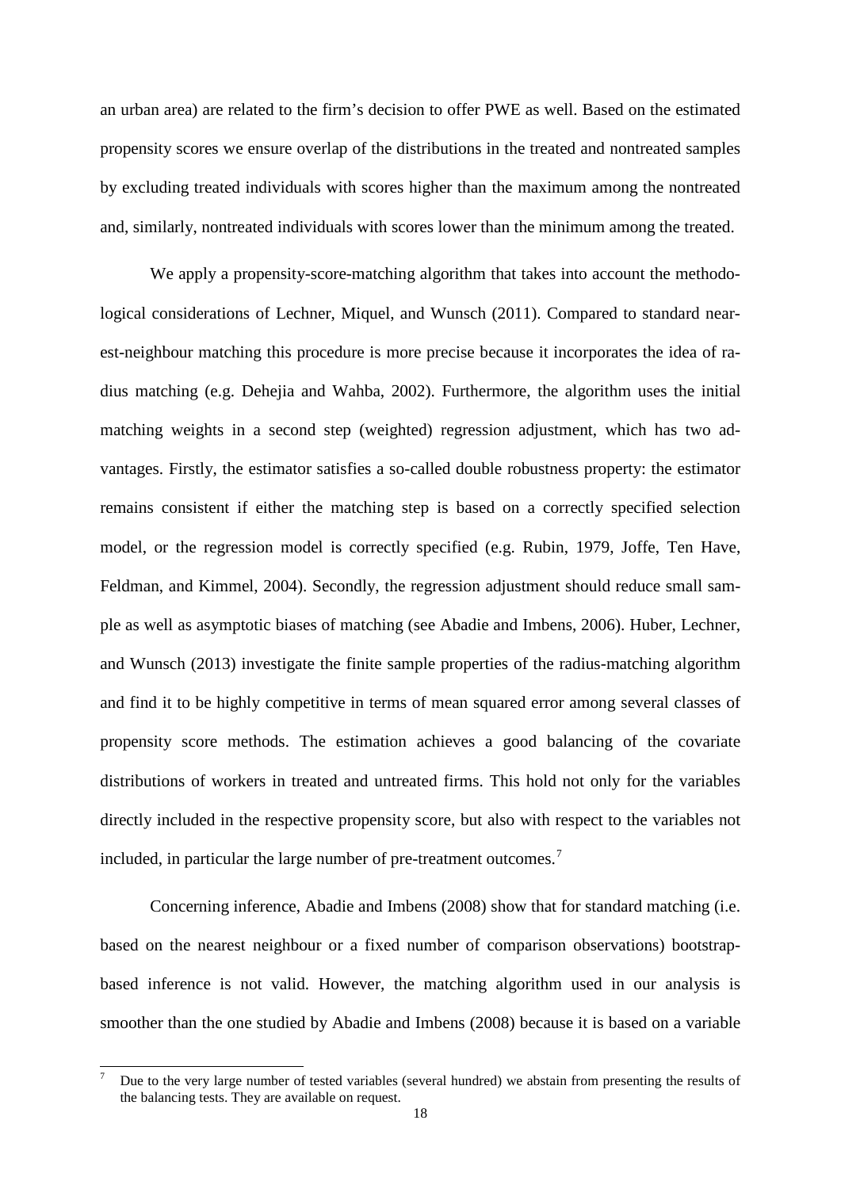an urban area) are related to the firm's decision to offer PWE as well. Based on the estimated propensity scores we ensure overlap of the distributions in the treated and nontreated samples by excluding treated individuals with scores higher than the maximum among the nontreated and, similarly, nontreated individuals with scores lower than the minimum among the treated.

We apply a propensity-score-matching algorithm that takes into account the methodological considerations of Lechner, Miquel, and Wunsch (2011). Compared to standard nearest-neighbour matching this procedure is more precise because it incorporates the idea of radius matching (e.g. Dehejia and Wahba, 2002). Furthermore, the algorithm uses the initial matching weights in a second step (weighted) regression adjustment, which has two advantages. Firstly, the estimator satisfies a so-called double robustness property: the estimator remains consistent if either the matching step is based on a correctly specified selection model, or the regression model is correctly specified (e.g. Rubin, 1979, Joffe, Ten Have, Feldman, and Kimmel, 2004). Secondly, the regression adjustment should reduce small sample as well as asymptotic biases of matching (see Abadie and Imbens, 2006). Huber, Lechner, and Wunsch (2013) investigate the finite sample properties of the radius-matching algorithm and find it to be highly competitive in terms of mean squared error among several classes of propensity score methods. The estimation achieves a good balancing of the covariate distributions of workers in treated and untreated firms. This hold not only for the variables directly included in the respective propensity score, but also with respect to the variables not included, in particular the large number of pre-treatment outcomes.[7]

Concerning inference, Abadie and Imbens (2008) show that for standard matching (i.e. based on the nearest neighbour or a fixed number of comparison observations) bootstrap-based inference is not valid. However, the matching algorithm used in our analysis is smoother than the one studied by Abadie and Imbens (2008) because it is based on a variable

[7] Due to the very large number of tested variables (several hundred) we abstain from presenting the results of the balancing tests. They are available on request.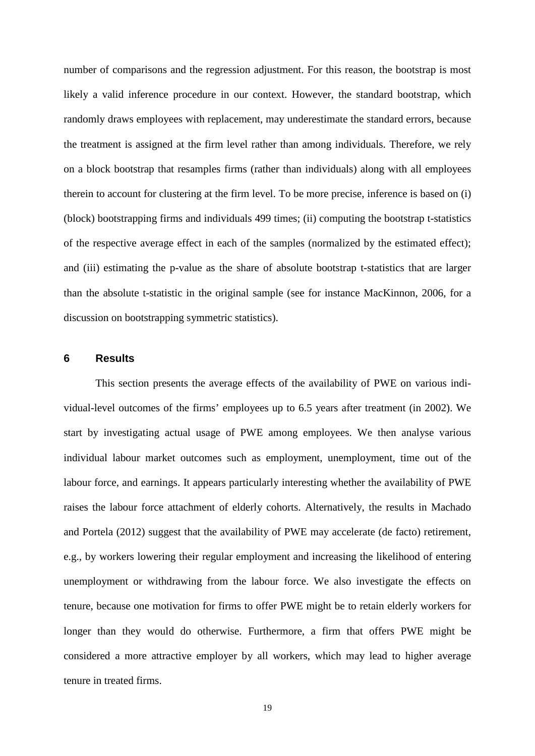number of comparisons and the regression adjustment. For this reason, the bootstrap is most likely a valid inference procedure in our context. However, the standard bootstrap, which randomly draws employees with replacement, may underestimate the standard errors, because the treatment is assigned at the firm level rather than among individuals. Therefore, we rely on a block bootstrap that resamples firms (rather than individuals) along with all employees therein to account for clustering at the firm level. To be more precise, inference is based on (i) (block) bootstrapping firms and individuals 499 times; (ii) computing the bootstrap t-statistics of the respective average effect in each of the samples (normalized by the estimated effect); and (iii) estimating the p-value as the share of absolute bootstrap t-statistics that are larger than the absolute t-statistic in the original sample (see for instance MacKinnon, 2006, for a discussion on bootstrapping symmetric statistics).

## 6 Results

This section presents the average effects of the availability of PWE on various individual-level outcomes of the firms' employees up to 6.5 years after treatment (in 2002). We start by investigating actual usage of PWE among employees. We then analyse various individual labour market outcomes such as employment, unemployment, time out of the labour force, and earnings. It appears particularly interesting whether the availability of PWE raises the labour force attachment of elderly cohorts. Alternatively, the results in Machado and Portela (2012) suggest that the availability of PWE may accelerate (de facto) retirement, e.g., by workers lowering their regular employment and increasing the likelihood of entering unemployment or withdrawing from the labour force. We also investigate the effects on tenure, because one motivation for firms to offer PWE might be to retain elderly workers for longer than they would do otherwise. Furthermore, a firm that offers PWE might be considered a more attractive employer by all workers, which may lead to higher average tenure in treated firms.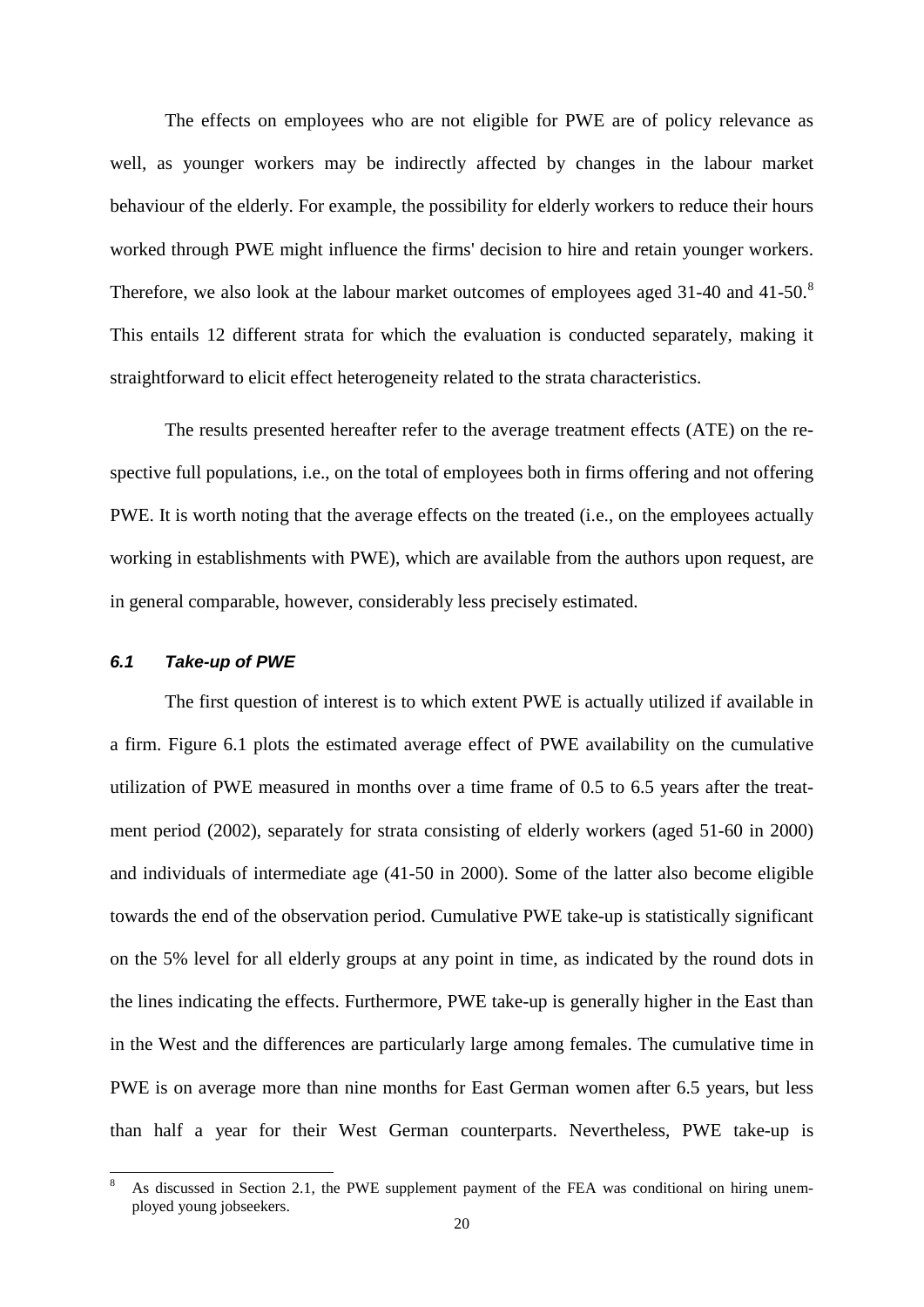The effects on employees who are not eligible for PWE are of policy relevance as well, as younger workers may be indirectly affected by changes in the labour market behaviour of the elderly. For example, the possibility for elderly workers to reduce their hours worked through PWE might influence the firms' decision to hire and retain younger workers. Therefore, we also look at the labour market outcomes of employees aged 31-40 and 41-50.[8] This entails 12 different strata for which the evaluation is conducted separately, making it straightforward to elicit effect heterogeneity related to the strata characteristics.

The results presented hereafter refer to the average treatment effects (ATE) on the respective full populations, i.e., on the total of employees both in firms offering and not offering PWE. It is worth noting that the average effects on the treated (i.e., on the employees actually working in establishments with PWE), which are available from the authors upon request, are in general comparable, however, considerably less precisely estimated.

### *6.1 Take-up of PWE*

The first question of interest is to which extent PWE is actually utilized if available in a firm. Figure 6.1 plots the estimated average effect of PWE availability on the cumulative utilization of PWE measured in months over a time frame of 0.5 to 6.5 years after the treatment period (2002), separately for strata consisting of elderly workers (aged 51-60 in 2000) and individuals of intermediate age (41-50 in 2000). Some of the latter also become eligible towards the end of the observation period. Cumulative PWE take-up is statistically significant on the 5% level for all elderly groups at any point in time, as indicated by the round dots in the lines indicating the effects. Furthermore, PWE take-up is generally higher in the East than in the West and the differences are particularly large among females. The cumulative time in PWE is on average more than nine months for East German women after 6.5 years, but less than half a year for their West German counterparts. Nevertheless, PWE take-up is

[8] As discussed in Section 2.1, the PWE supplement payment of the FEA was conditional on hiring unemployed young jobseekers.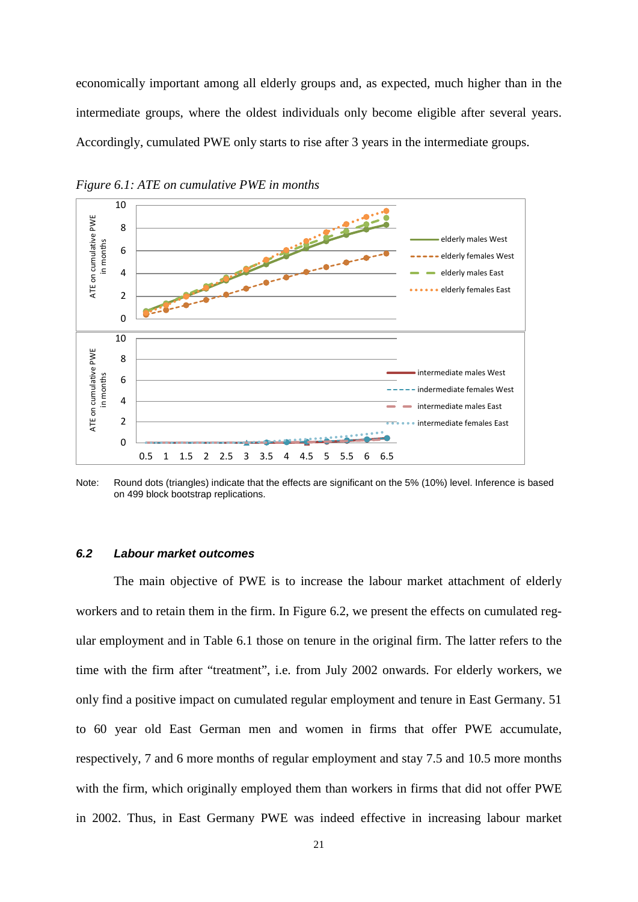economically important among all elderly groups and, as expected, much higher than in the intermediate groups, where the oldest individuals only become eligible after several years. Accordingly, cumulated PWE only starts to rise after 3 years in the intermediate groups.

*Figure 6.1: ATE on cumulative PWE in months*

Note: Round dots (triangles) indicate that the effects are significant on the 5% (10%) level. Inference is based on 499 block bootstrap replications.

### 6.2 *Labour market outcomes*

The main objective of PWE is to increase the labour market attachment of elderly workers and to retain them in the firm. In Figure 6.2, we present the effects on cumulated regular employment and in Table 6.1 those on tenure in the original firm. The latter refers to the time with the firm after "treatment", i.e. from July 2002 onwards. For elderly workers, we only find a positive impact on cumulated regular employment and tenure in East Germany. 51 to 60 year old East German men and women in firms that offer PWE accumulate, respectively, 7 and 6 more months of regular employment and stay 7.5 and 10.5 more months with the firm, which originally employed them than workers in firms that did not offer PWE in 2002. Thus, in East Germany PWE was indeed effective in increasing labour market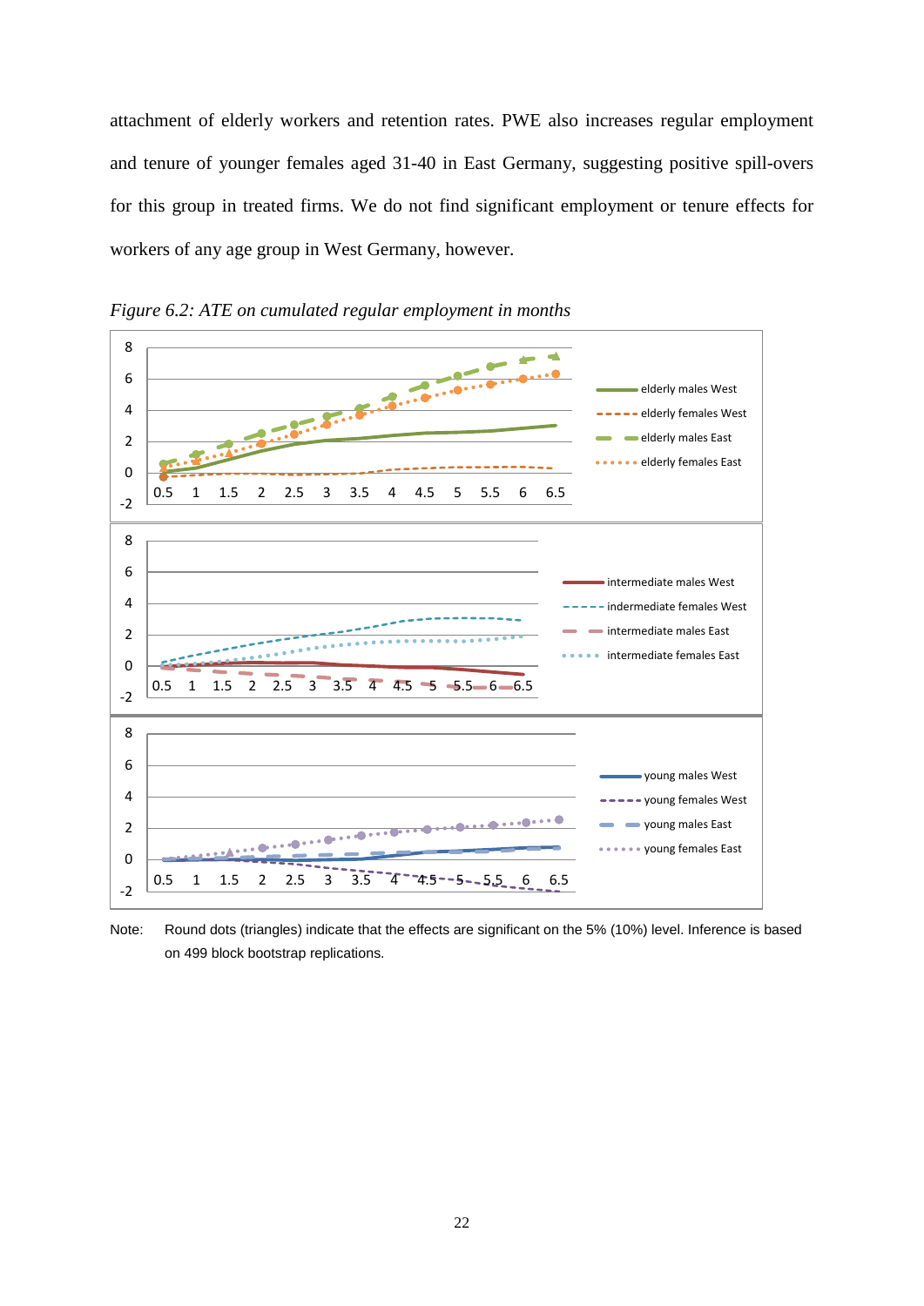attachment of elderly workers and retention rates. PWE also increases regular employment and tenure of younger females aged 31-40 in East Germany, suggesting positive spill-overs for this group in treated firms. We do not find significant employment or tenure effects for workers of any age group in West Germany, however.

*Figure 6.2: ATE on cumulated regular employment in months*

Note: Round dots (triangles) indicate that the effects are significant on the 5% (10%) level. Inference is based on 499 block bootstrap replications.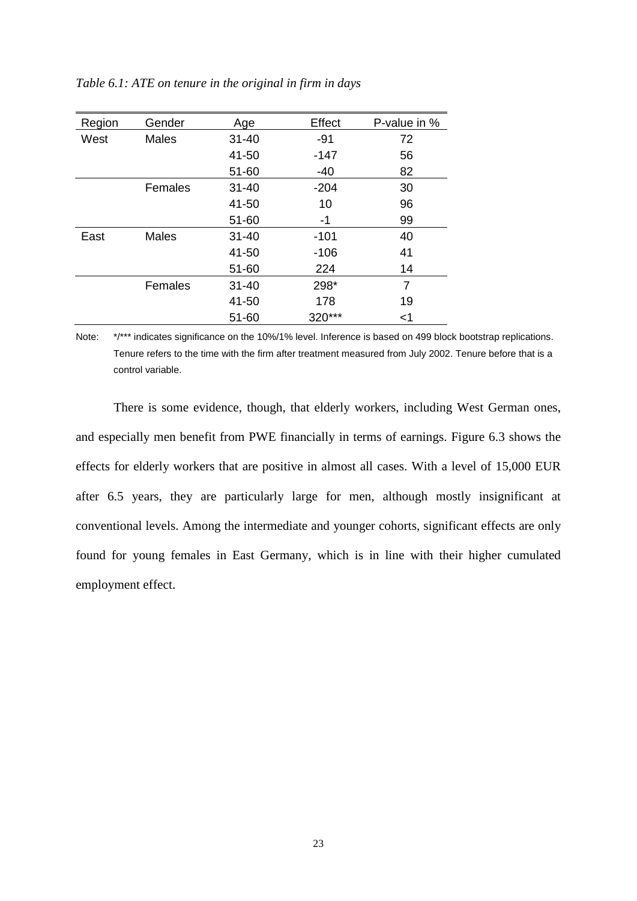*Table 6.1: ATE on tenure in the original in firm in days*

| Region | Gender | Age | Effect | P-value in % |
|---|---|---|---|---|
| West | Males | 31-40 | -91 | 72 |
| | | 41-50 | -147 | 56 |
| | | 51-60 | -40 | 82 |
| | Females | 31-40 | -204 | 30 |
| | | 41-50 | 10 | 96 |
| | | 51-60 | -1 | 99 |
| East | Males | 31-40 | -101 | 40 |
| | | 41-50 | -106 | 41 |
| | | 51-60 | 224 | 14 |
| | Females | 31-40 | 298* | 7 |
| | | 41-50 | 178 | 19 |
| | | 51-60 | 320*** | <1 |

Note: */*** indicates significance on the 10%/1% level. Inference is based on 499 block bootstrap replications. Tenure refers to the time with the firm after treatment measured from July 2002. Tenure before that is a control variable.

There is some evidence, though, that elderly workers, including West German ones, and especially men benefit from PWE financially in terms of earnings. Figure 6.3 shows the effects for elderly workers that are positive in almost all cases. With a level of 15,000 EUR after 6.5 years, they are particularly large for men, although mostly insignificant at conventional levels. Among the intermediate and younger cohorts, significant effects are only found for young females in East Germany, which is in line with their higher cumulated employment effect.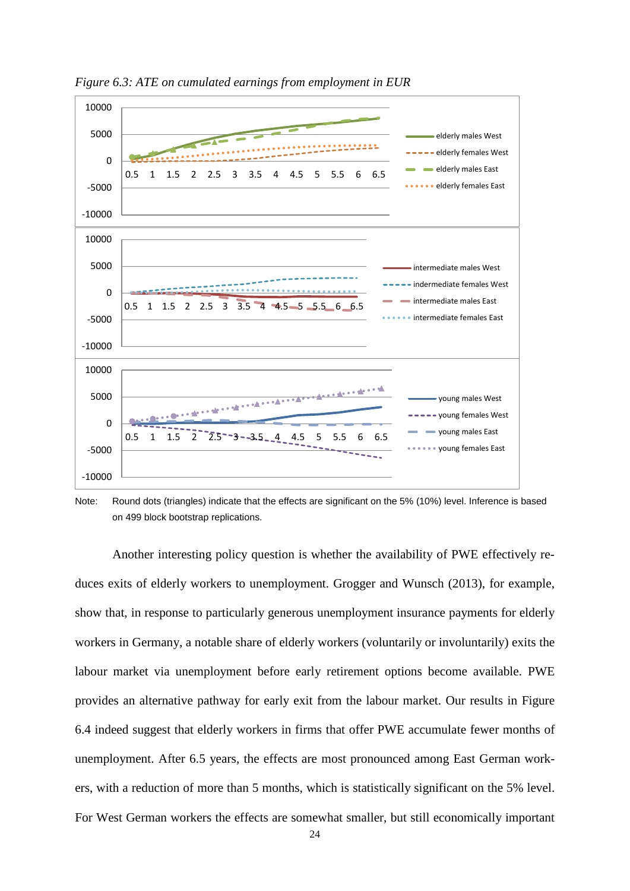*Figure 6.3: ATE on cumulated earnings from employment in EUR*

Note: Round dots (triangles) indicate that the effects are significant on the 5% (10%) level. Inference is based on 499 block bootstrap replications.

Another interesting policy question is whether the availability of PWE effectively reduces exits of elderly workers to unemployment. Grogger and Wunsch (2013), for example, show that, in response to particularly generous unemployment insurance payments for elderly workers in Germany, a notable share of elderly workers (voluntarily or involuntarily) exits the labour market via unemployment before early retirement options become available. PWE provides an alternative pathway for early exit from the labour market. Our results in Figure 6.4 indeed suggest that elderly workers in firms that offer PWE accumulate fewer months of unemployment. After 6.5 years, the effects are most pronounced among East German workers, with a reduction of more than 5 months, which is statistically significant on the 5% level. For West German workers the effects are somewhat smaller, but still economically important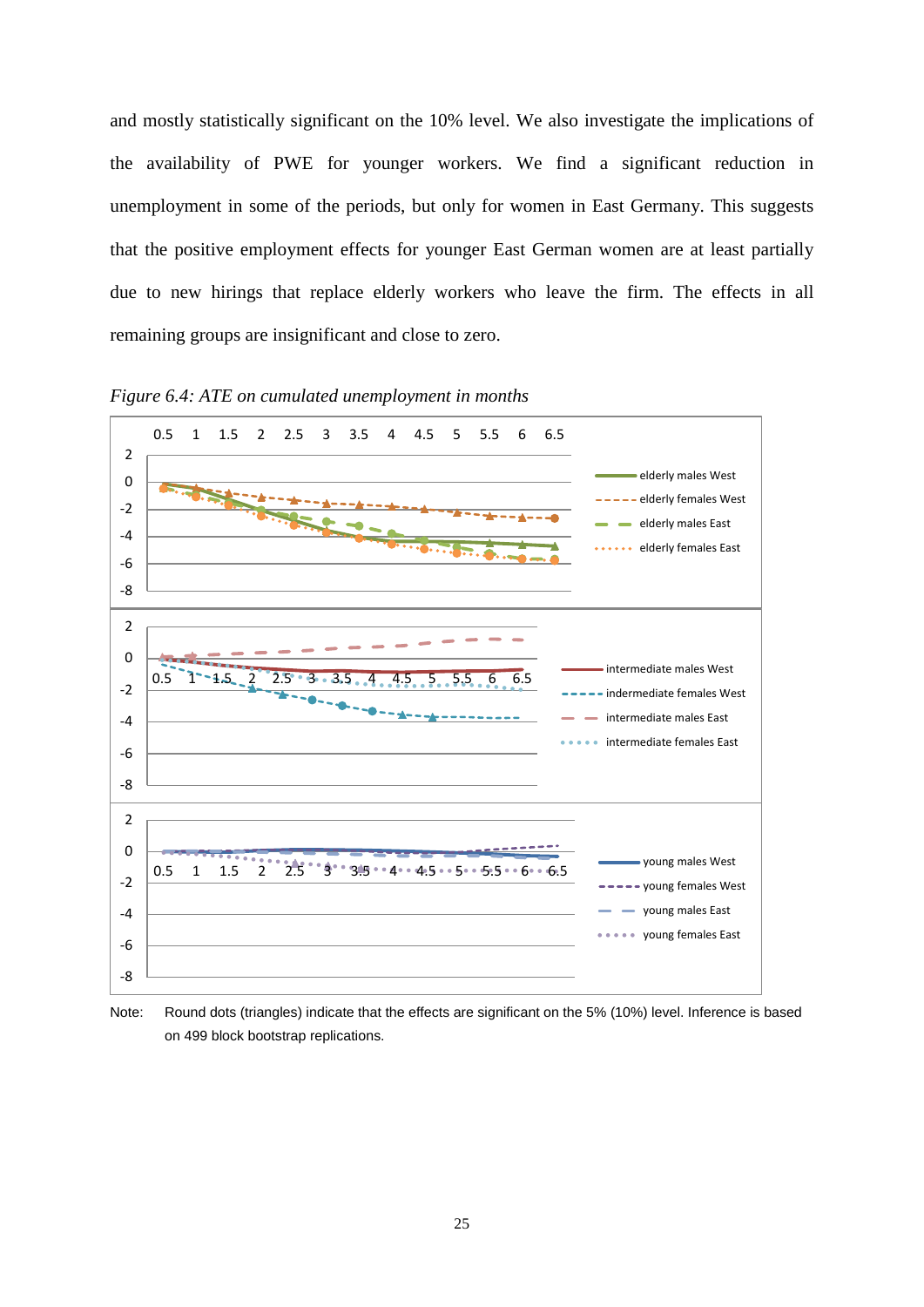and mostly statistically significant on the 10% level. We also investigate the implications of the availability of PWE for younger workers. We find a significant reduction in unemployment in some of the periods, but only for women in East Germany. This suggests that the positive employment effects for younger East German women are at least partially due to new hirings that replace elderly workers who leave the firm. The effects in all remaining groups are insignificant and close to zero.

*Figure 6.4: ATE on cumulated unemployment in months*

Note: Round dots (triangles) indicate that the effects are significant on the 5% (10%) level. Inference is based on 499 block bootstrap replications.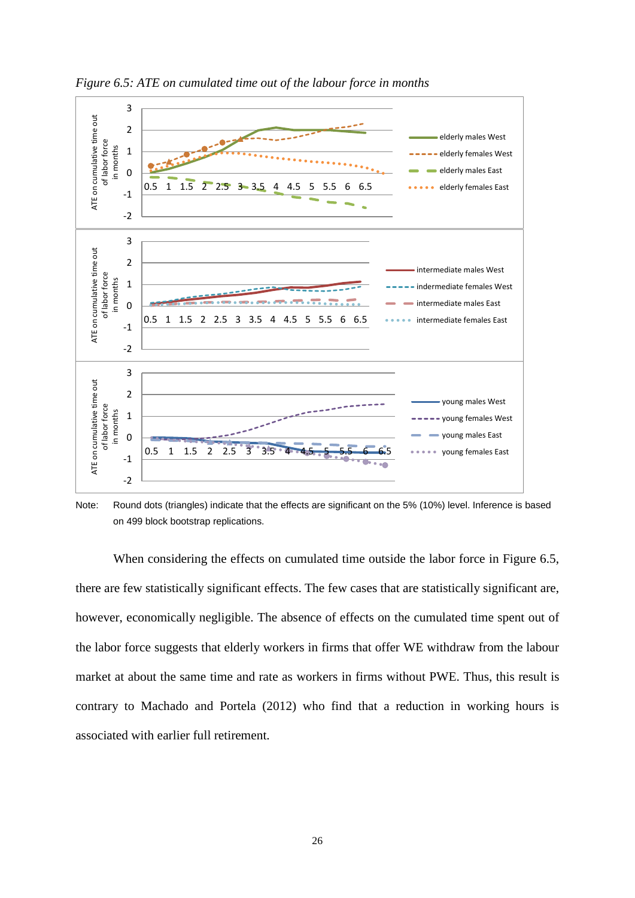*Figure 6.5: ATE on cumulated time out of the labour force in months*

Note: Round dots (triangles) indicate that the effects are significant on the 5% (10%) level. Inference is based on 499 block bootstrap replications.

When considering the effects on cumulated time outside the labor force in Figure 6.5, there are few statistically significant effects. The few cases that are statistically significant are, however, economically negligible. The absence of effects on the cumulated time spent out of the labor force suggests that elderly workers in firms that offer WE withdraw from the labour market at about the same time and rate as workers in firms without PWE. Thus, this result is contrary to Machado and Portela (2012) who find that a reduction in working hours is associated with earlier full retirement.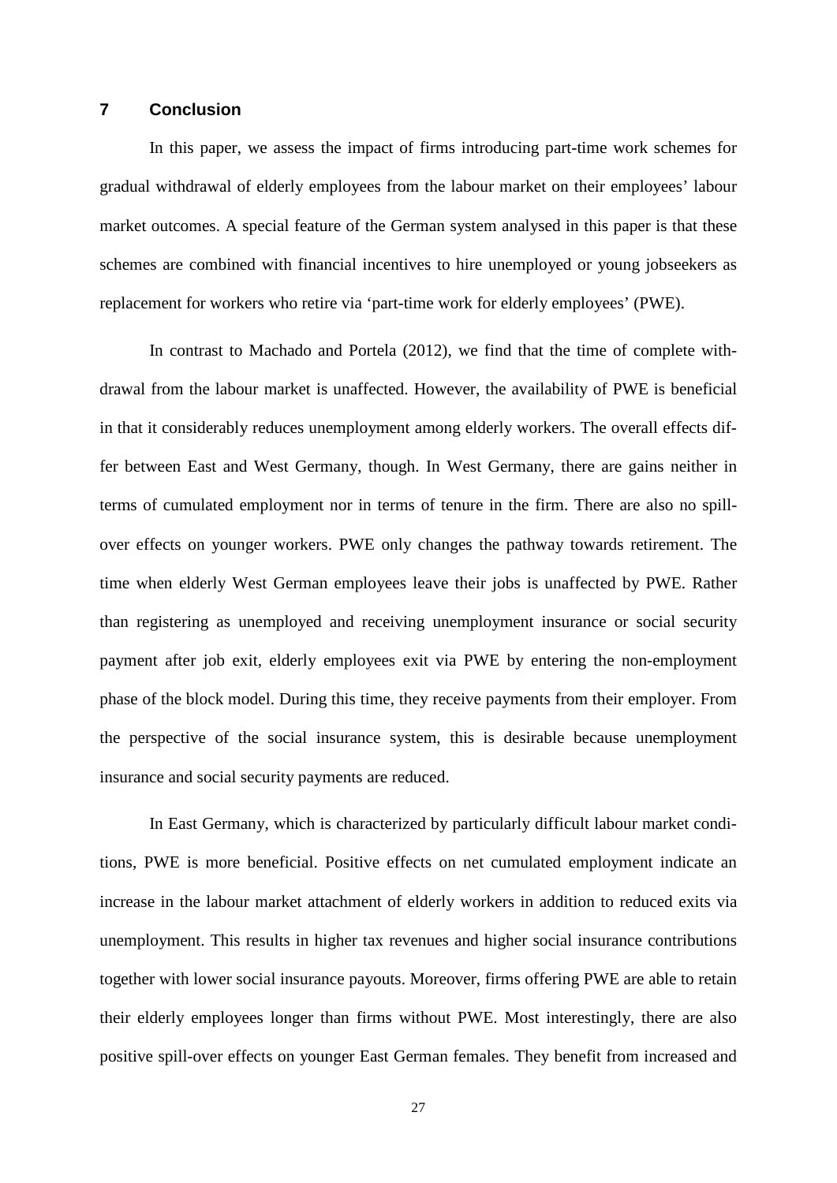## 7 Conclusion

In this paper, we assess the impact of firms introducing part-time work schemes for gradual withdrawal of elderly employees from the labour market on their employees' labour market outcomes. A special feature of the German system analysed in this paper is that these schemes are combined with financial incentives to hire unemployed or young jobseekers as replacement for workers who retire via 'part-time work for elderly employees' (PWE).

In contrast to Machado and Portela (2012), we find that the time of complete withdrawal from the labour market is unaffected. However, the availability of PWE is beneficial in that it considerably reduces unemployment among elderly workers. The overall effects differ between East and West Germany, though. In West Germany, there are gains neither in terms of cumulated employment nor in terms of tenure in the firm. There are also no spill-over effects on younger workers. PWE only changes the pathway towards retirement. The time when elderly West German employees leave their jobs is unaffected by PWE. Rather than registering as unemployed and receiving unemployment insurance or social security payment after job exit, elderly employees exit via PWE by entering the non-employment phase of the block model. During this time, they receive payments from their employer. From the perspective of the social insurance system, this is desirable because unemployment insurance and social security payments are reduced.

In East Germany, which is characterized by particularly difficult labour market conditions, PWE is more beneficial. Positive effects on net cumulated employment indicate an increase in the labour market attachment of elderly workers in addition to reduced exits via unemployment. This results in higher tax revenues and higher social insurance contributions together with lower social insurance payouts. Moreover, firms offering PWE are able to retain their elderly employees longer than firms without PWE. Most interestingly, there are also positive spill-over effects on younger East German females. They benefit from increased and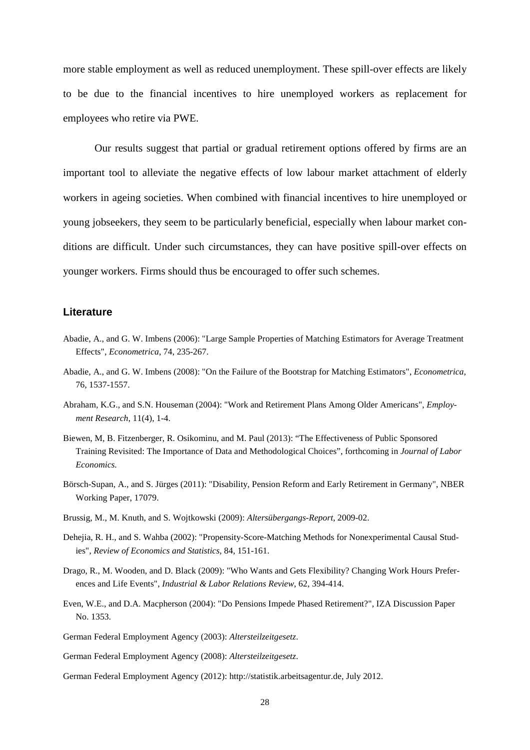more stable employment as well as reduced unemployment. These spill-over effects are likely to be due to the financial incentives to hire unemployed workers as replacement for employees who retire via PWE.

Our results suggest that partial or gradual retirement options offered by firms are an important tool to alleviate the negative effects of low labour market attachment of elderly workers in ageing societies. When combined with financial incentives to hire unemployed or young jobseekers, they seem to be particularly beneficial, especially when labour market conditions are difficult. Under such circumstances, they can have positive spill-over effects on younger workers. Firms should thus be encouraged to offer such schemes.

## Literature

Abadie, A., and G. W. Imbens (2006): "Large Sample Properties of Matching Estimators for Average Treatment Effects", *Econometrica*, 74, 235-267.

Abadie, A., and G. W. Imbens (2008): "On the Failure of the Bootstrap for Matching Estimators", *Econometrica*, 76, 1537-1557.

Abraham, K.G., and S.N. Houseman (2004): "Work and Retirement Plans Among Older Americans", *Employment Research*, 11(4), 1-4.

Biewen, M, B. Fitzenberger, R. Osikominu, and M. Paul (2013): "The Effectiveness of Public Sponsored Training Revisited: The Importance of Data and Methodological Choices", forthcoming in *Journal of Labor Economics.*

Börsch-Supan, A., and S. Jürges (2011): "Disability, Pension Reform and Early Retirement in Germany", NBER Working Paper, 17079.

Brussig, M., M. Knuth, and S. Wojtkowski (2009): *Altersübergangs-Report*, 2009-02.

Dehejia, R. H., and S. Wahba (2002): "Propensity-Score-Matching Methods for Nonexperimental Causal Studies", *Review of Economics and Statistics*, 84, 151-161.

Drago, R., M. Wooden, and D. Black (2009): "Who Wants and Gets Flexibility? Changing Work Hours Preferences and Life Events", *Industrial & Labor Relations Review*, 62, 394-414.

Even, W.E., and D.A. Macpherson (2004): "Do Pensions Impede Phased Retirement?", IZA Discussion Paper No. 1353.

German Federal Employment Agency (2003): *Altersteilzeitgesetz*.

German Federal Employment Agency (2008): *Altersteilzeitgesetz*.

German Federal Employment Agency (2012): http://statistik.arbeitsagentur.de, July 2012.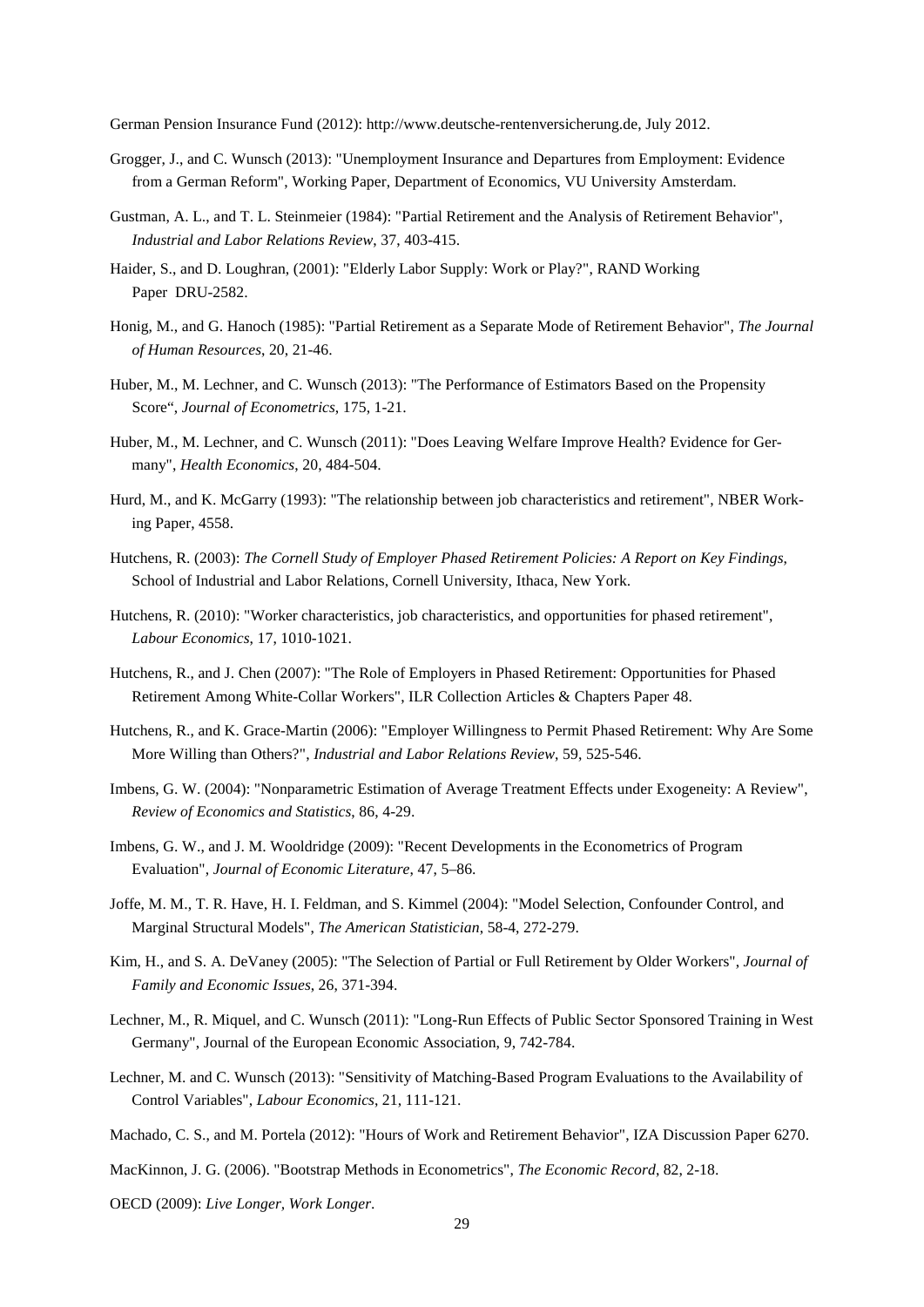German Pension Insurance Fund (2012): http://www.deutsche-rentenversicherung.de, July 2012.

Grogger, J., and C. Wunsch (2013): "Unemployment Insurance and Departures from Employment: Evidence from a German Reform", Working Paper, Department of Economics, VU University Amsterdam.

Gustman, A. L., and T. L. Steinmeier (1984): "Partial Retirement and the Analysis of Retirement Behavior", *Industrial and Labor Relations Review*, 37, 403-415.

Haider, S., and D. Loughran, (2001): "Elderly Labor Supply: Work or Play?", RAND Working Paper DRU-2582.

Honig, M., and G. Hanoch (1985): "Partial Retirement as a Separate Mode of Retirement Behavior", *The Journal of Human Resources*, 20, 21-46.

Huber, M., M. Lechner, and C. Wunsch (2013): "The Performance of Estimators Based on the Propensity Score", *Journal of Econometrics*, 175, 1-21.

Huber, M., M. Lechner, and C. Wunsch (2011): "Does Leaving Welfare Improve Health? Evidence for Germany", *Health Economics*, 20, 484-504.

Hurd, M., and K. McGarry (1993): "The relationship between job characteristics and retirement", NBER Working Paper, 4558.

Hutchens, R. (2003): *The Cornell Study of Employer Phased Retirement Policies: A Report on Key Findings*, School of Industrial and Labor Relations, Cornell University, Ithaca, New York.

Hutchens, R. (2010): "Worker characteristics, job characteristics, and opportunities for phased retirement", *Labour Economics*, 17, 1010-1021.

Hutchens, R., and J. Chen (2007): "The Role of Employers in Phased Retirement: Opportunities for Phased Retirement Among White-Collar Workers", ILR Collection Articles & Chapters Paper 48.

Hutchens, R., and K. Grace-Martin (2006): "Employer Willingness to Permit Phased Retirement: Why Are Some More Willing than Others?", *Industrial and Labor Relations Review*, 59, 525-546.

Imbens, G. W. (2004): "Nonparametric Estimation of Average Treatment Effects under Exogeneity: A Review", *Review of Economics and Statistics*, 86, 4-29.

Imbens, G. W., and J. M. Wooldridge (2009): "Recent Developments in the Econometrics of Program Evaluation", *Journal of Economic Literature*, 47, 5–86.

Joffe, M. M., T. R. Have, H. I. Feldman, and S. Kimmel (2004): "Model Selection, Confounder Control, and Marginal Structural Models", *The American Statistician*, 58-4, 272-279.

Kim, H., and S. A. DeVaney (2005): "The Selection of Partial or Full Retirement by Older Workers", *Journal of Family and Economic Issues*, 26, 371-394.

Lechner, M., R. Miquel, and C. Wunsch (2011): "Long-Run Effects of Public Sector Sponsored Training in West Germany", Journal of the European Economic Association, 9, 742-784.

Lechner, M. and C. Wunsch (2013): "Sensitivity of Matching-Based Program Evaluations to the Availability of Control Variables", *Labour Economics*, 21, 111-121.

Machado, C. S., and M. Portela (2012): "Hours of Work and Retirement Behavior", IZA Discussion Paper 6270.

MacKinnon, J. G. (2006). "Bootstrap Methods in Econometrics", *The Economic Record*, 82, 2-18.

OECD (2009): *Live Longer, Work Longer*.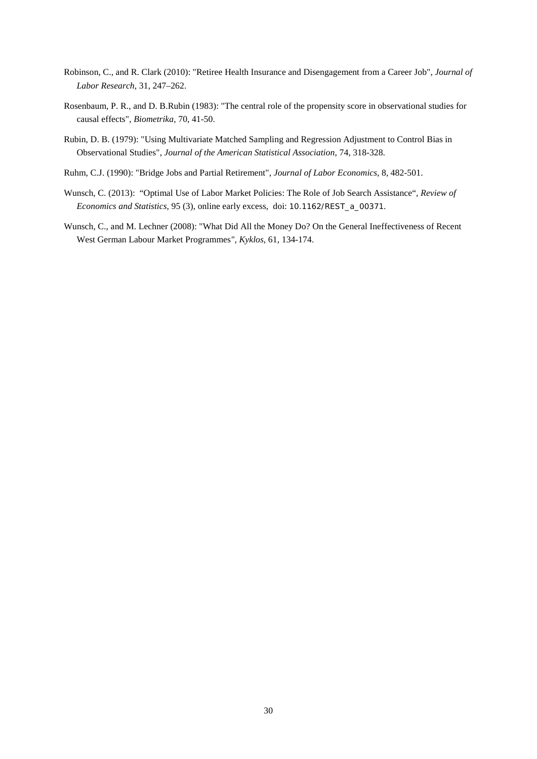Robinson, C., and R. Clark (2010): "Retiree Health Insurance and Disengagement from a Career Job", *Journal of Labor Research*, 31, 247–262.

Rosenbaum, P. R., and D. B.Rubin (1983): "The central role of the propensity score in observational studies for causal effects", *Biometrika*, 70, 41-50.

Rubin, D. B. (1979): "Using Multivariate Matched Sampling and Regression Adjustment to Control Bias in Observational Studies", *Journal of the American Statistical Association*, 74, 318-328.

Ruhm, C.J. (1990): "Bridge Jobs and Partial Retirement", *Journal of Labor Economics*, 8, 482-501.

Wunsch, C. (2013): "Optimal Use of Labor Market Policies: The Role of Job Search Assistance", *Review of Economics and Statistics*, 95 (3), online early excess, doi: 10.1162/REST_a_00371.

Wunsch, C., and M. Lechner (2008): "What Did All the Money Do? On the General Ineffectiveness of Recent West German Labour Market Programmes", *Kyklos*, 61, 134-174.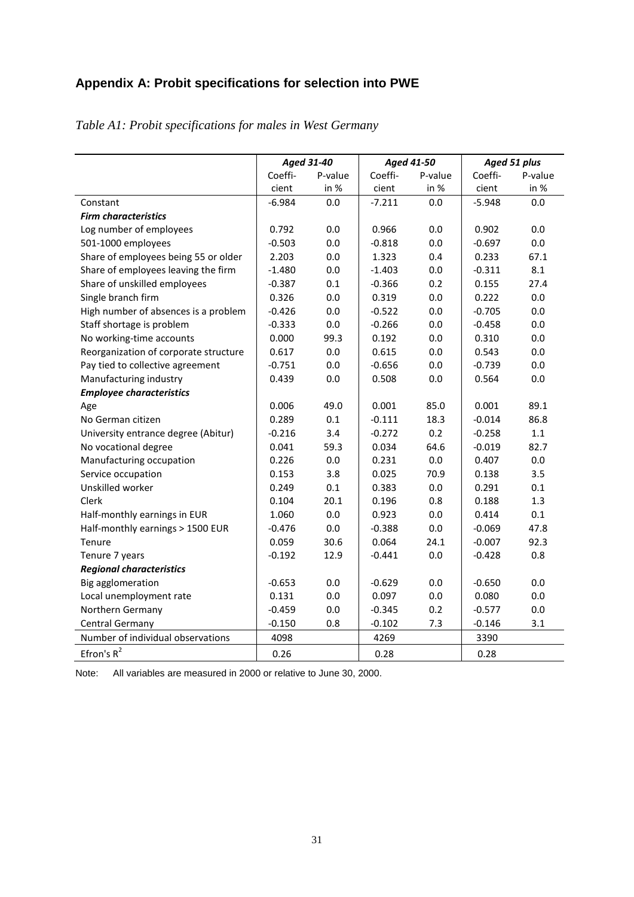## Appendix A: Probit specifications for selection into PWE

*Table A1: Probit specifications for males in West Germany*

| | *Aged 31-40* | | *Aged 41-50* | | *Aged 51 plus* | |
|---|---|---|---|---|---|---|
| | Coefficient | P-value in % | Coefficient | P-value in % | Coefficient | P-value in % |
| Constant | -6.984 | 0.0 | -7.211 | 0.0 | -5.948 | 0.0 |
| ***Firm characteristics*** | | | | | | |
| Log number of employees | 0.792 | 0.0 | 0.966 | 0.0 | 0.902 | 0.0 |
| 501-1000 employees | -0.503 | 0.0 | -0.818 | 0.0 | -0.697 | 0.0 |
| Share of employees being 55 or older | 2.203 | 0.0 | 1.323 | 0.4 | 0.233 | 67.1 |
| Share of employees leaving the firm | -1.480 | 0.0 | -1.403 | 0.0 | -0.311 | 8.1 |
| Share of unskilled employees | -0.387 | 0.1 | -0.366 | 0.2 | 0.155 | 27.4 |
| Single branch firm | 0.326 | 0.0 | 0.319 | 0.0 | 0.222 | 0.0 |
| High number of absences is a problem | -0.426 | 0.0 | -0.522 | 0.0 | -0.705 | 0.0 |
| Staff shortage is problem | -0.333 | 0.0 | -0.266 | 0.0 | -0.458 | 0.0 |
| No working-time accounts | 0.000 | 99.3 | 0.192 | 0.0 | 0.310 | 0.0 |
| Reorganization of corporate structure | 0.617 | 0.0 | 0.615 | 0.0 | 0.543 | 0.0 |
| Pay tied to collective agreement | -0.751 | 0.0 | -0.656 | 0.0 | -0.739 | 0.0 |
| Manufacturing industry | 0.439 | 0.0 | 0.508 | 0.0 | 0.564 | 0.0 |
| ***Employee characteristics*** | | | | | | |
| Age | 0.006 | 49.0 | 0.001 | 85.0 | 0.001 | 89.1 |
| No German citizen | 0.289 | 0.1 | -0.111 | 18.3 | -0.014 | 86.8 |
| University entrance degree (Abitur) | -0.216 | 3.4 | -0.272 | 0.2 | -0.258 | 1.1 |
| No vocational degree | 0.041 | 59.3 | 0.034 | 64.6 | -0.019 | 82.7 |
| Manufacturing occupation | 0.226 | 0.0 | 0.231 | 0.0 | 0.407 | 0.0 |
| Service occupation | 0.153 | 3.8 | 0.025 | 70.9 | 0.138 | 3.5 |
| Unskilled worker | 0.249 | 0.1 | 0.383 | 0.0 | 0.291 | 0.1 |
| Clerk | 0.104 | 20.1 | 0.196 | 0.8 | 0.188 | 1.3 |
| Half-monthly earnings in EUR | 1.060 | 0.0 | 0.923 | 0.0 | 0.414 | 0.1 |
| Half-monthly earnings > 1500 EUR | -0.476 | 0.0 | -0.388 | 0.0 | -0.069 | 47.8 |
| Tenure | 0.059 | 30.6 | 0.064 | 24.1 | -0.007 | 92.3 |
| Tenure 7 years | -0.192 | 12.9 | -0.441 | 0.0 | -0.428 | 0.8 |
| ***Regional characteristics*** | | | | | | |
| Big agglomeration | -0.653 | 0.0 | -0.629 | 0.0 | -0.650 | 0.0 |
| Local unemployment rate | 0.131 | 0.0 | 0.097 | 0.0 | 0.080 | 0.0 |
| Northern Germany | -0.459 | 0.0 | -0.345 | 0.2 | -0.577 | 0.0 |
| Central Germany | -0.150 | 0.8 | -0.102 | 7.3 | -0.146 | 3.1 |
| Number of individual observations | 4098 | | 4269 | | 3390 | |
| Efron's $R^2$ | 0.26 | | 0.28 | | 0.28 | |

Note: All variables are measured in 2000 or relative to June 30, 2000.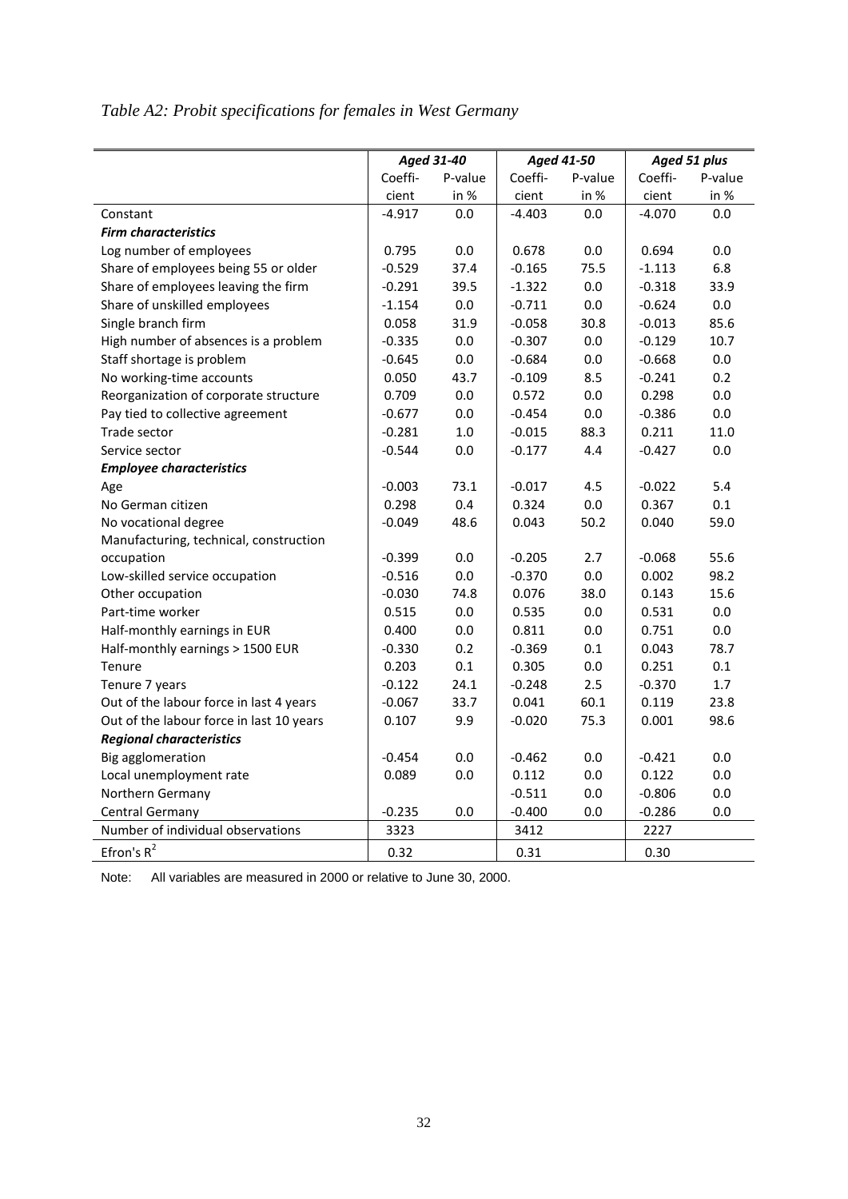*Table A2: Probit specifications for females in West Germany*

| | *Aged 31-40* | | *Aged 41-50* | | *Aged 51 plus* | |
|---|---|---|---|---|---|---|
| | Coeffi-cient | P-value in % | Coeffi-cient | P-value in % | Coeffi-cient | P-value in % |
| Constant | -4.917 | 0.0 | -4.403 | 0.0 | -4.070 | 0.0 |
| ***Firm characteristics*** | | | | | | |
| Log number of employees | 0.795 | 0.0 | 0.678 | 0.0 | 0.694 | 0.0 |
| Share of employees being 55 or older | -0.529 | 37.4 | -0.165 | 75.5 | -1.113 | 6.8 |
| Share of employees leaving the firm | -0.291 | 39.5 | -1.322 | 0.0 | -0.318 | 33.9 |
| Share of unskilled employees | -1.154 | 0.0 | -0.711 | 0.0 | -0.624 | 0.0 |
| Single branch firm | 0.058 | 31.9 | -0.058 | 30.8 | -0.013 | 85.6 |
| High number of absences is a problem | -0.335 | 0.0 | -0.307 | 0.0 | -0.129 | 10.7 |
| Staff shortage is problem | -0.645 | 0.0 | -0.684 | 0.0 | -0.668 | 0.0 |
| No working-time accounts | 0.050 | 43.7 | -0.109 | 8.5 | -0.241 | 0.2 |
| Reorganization of corporate structure | 0.709 | 0.0 | 0.572 | 0.0 | 0.298 | 0.0 |
| Pay tied to collective agreement | -0.677 | 0.0 | -0.454 | 0.0 | -0.386 | 0.0 |
| Trade sector | -0.281 | 1.0 | -0.015 | 88.3 | 0.211 | 11.0 |
| Service sector | -0.544 | 0.0 | -0.177 | 4.4 | -0.427 | 0.0 |
| ***Employee characteristics*** | | | | | | |
| Age | -0.003 | 73.1 | -0.017 | 4.5 | -0.022 | 5.4 |
| No German citizen | 0.298 | 0.4 | 0.324 | 0.0 | 0.367 | 0.1 |
| No vocational degree | -0.049 | 48.6 | 0.043 | 50.2 | 0.040 | 59.0 |
| Manufacturing, technical, construction occupation | -0.399 | 0.0 | -0.205 | 2.7 | -0.068 | 55.6 |
| Low-skilled service occupation | -0.516 | 0.0 | -0.370 | 0.0 | 0.002 | 98.2 |
| Other occupation | -0.030 | 74.8 | 0.076 | 38.0 | 0.143 | 15.6 |
| Part-time worker | 0.515 | 0.0 | 0.535 | 0.0 | 0.531 | 0.0 |
| Half-monthly earnings in EUR | 0.400 | 0.0 | 0.811 | 0.0 | 0.751 | 0.0 |
| Half-monthly earnings > 1500 EUR | -0.330 | 0.2 | -0.369 | 0.1 | 0.043 | 78.7 |
| Tenure | 0.203 | 0.1 | 0.305 | 0.0 | 0.251 | 0.1 |
| Tenure 7 years | -0.122 | 24.1 | -0.248 | 2.5 | -0.370 | 1.7 |
| Out of the labour force in last 4 years | -0.067 | 33.7 | 0.041 | 60.1 | 0.119 | 23.8 |
| Out of the labour force in last 10 years | 0.107 | 9.9 | -0.020 | 75.3 | 0.001 | 98.6 |
| ***Regional characteristics*** | | | | | | |
| Big agglomeration | -0.454 | 0.0 | -0.462 | 0.0 | -0.421 | 0.0 |
| Local unemployment rate | 0.089 | 0.0 | 0.112 | 0.0 | 0.122 | 0.0 |
| Northern Germany | | | -0.511 | 0.0 | -0.806 | 0.0 |
| Central Germany | -0.235 | 0.0 | -0.400 | 0.0 | -0.286 | 0.0 |
| Number of individual observations | 3323 | | 3412 | | 2227 | |
| Efron's $R^2$ | 0.32 | | 0.31 | | 0.30 | |

Note: All variables are measured in 2000 or relative to June 30, 2000.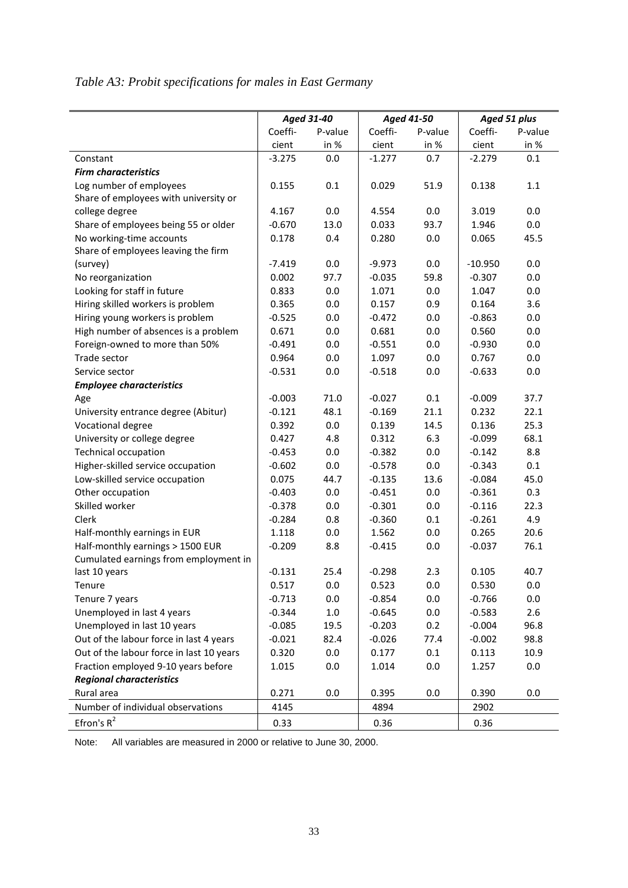*Table A3: Probit specifications for males in East Germany*

| | *Aged 31-40* | | *Aged 41-50* | | *Aged 51 plus* | |
|---|---|---|---|---|---|---|
| | Coeffi-cient | P-value in % | Coeffi-cient | P-value in % | Coeffi-cient | P-value in % |
| Constant | -3.275 | 0.0 | -1.277 | 0.7 | -2.279 | 0.1 |
| ***Firm characteristics*** | | | | | | |
| Log number of employees | 0.155 | 0.1 | 0.029 | 51.9 | 0.138 | 1.1 |
| Share of employees with university or college degree | 4.167 | 0.0 | 4.554 | 0.0 | 3.019 | 0.0 |
| Share of employees being 55 or older | -0.670 | 13.0 | 0.033 | 93.7 | 1.946 | 0.0 |
| No working-time accounts | 0.178 | 0.4 | 0.280 | 0.0 | 0.065 | 45.5 |
| Share of employees leaving the firm (survey) | -7.419 | 0.0 | -9.973 | 0.0 | -10.950 | 0.0 |
| No reorganization | 0.002 | 97.7 | -0.035 | 59.8 | -0.307 | 0.0 |
| Looking for staff in future | 0.833 | 0.0 | 1.071 | 0.0 | 1.047 | 0.0 |
| Hiring skilled workers is problem | 0.365 | 0.0 | 0.157 | 0.9 | 0.164 | 3.6 |
| Hiring young workers is problem | -0.525 | 0.0 | -0.472 | 0.0 | -0.863 | 0.0 |
| High number of absences is a problem | 0.671 | 0.0 | 0.681 | 0.0 | 0.560 | 0.0 |
| Foreign-owned to more than 50% | -0.491 | 0.0 | -0.551 | 0.0 | -0.930 | 0.0 |
| Trade sector | 0.964 | 0.0 | 1.097 | 0.0 | 0.767 | 0.0 |
| Service sector | -0.531 | 0.0 | -0.518 | 0.0 | -0.633 | 0.0 |
| ***Employee characteristics*** | | | | | | |
| Age | -0.003 | 71.0 | -0.027 | 0.1 | -0.009 | 37.7 |
| University entrance degree (Abitur) | -0.121 | 48.1 | -0.169 | 21.1 | 0.232 | 22.1 |
| Vocational degree | 0.392 | 0.0 | 0.139 | 14.5 | 0.136 | 25.3 |
| University or college degree | 0.427 | 4.8 | 0.312 | 6.3 | -0.099 | 68.1 |
| Technical occupation | -0.453 | 0.0 | -0.382 | 0.0 | -0.142 | 8.8 |
| Higher-skilled service occupation | -0.602 | 0.0 | -0.578 | 0.0 | -0.343 | 0.1 |
| Low-skilled service occupation | 0.075 | 44.7 | -0.135 | 13.6 | -0.084 | 45.0 |
| Other occupation | -0.403 | 0.0 | -0.451 | 0.0 | -0.361 | 0.3 |
| Skilled worker | -0.378 | 0.0 | -0.301 | 0.0 | -0.116 | 22.3 |
| Clerk | -0.284 | 0.8 | -0.360 | 0.1 | -0.261 | 4.9 |
| Half-monthly earnings in EUR | 1.118 | 0.0 | 1.562 | 0.0 | 0.265 | 20.6 |
| Half-monthly earnings > 1500 EUR | -0.209 | 8.8 | -0.415 | 0.0 | -0.037 | 76.1 |
| Cumulated earnings from employment in last 10 years | -0.131 | 25.4 | -0.298 | 2.3 | 0.105 | 40.7 |
| Tenure | 0.517 | 0.0 | 0.523 | 0.0 | 0.530 | 0.0 |
| Tenure 7 years | -0.713 | 0.0 | -0.854 | 0.0 | -0.766 | 0.0 |
| Unemployed in last 4 years | -0.344 | 1.0 | -0.645 | 0.0 | -0.583 | 2.6 |
| Unemployed in last 10 years | -0.085 | 19.5 | -0.203 | 0.2 | -0.004 | 96.8 |
| Out of the labour force in last 4 years | -0.021 | 82.4 | -0.026 | 77.4 | -0.002 | 98.8 |
| Out of the labour force in last 10 years | 0.320 | 0.0 | 0.177 | 0.1 | 0.113 | 10.9 |
| Fraction employed 9-10 years before | 1.015 | 0.0 | 1.014 | 0.0 | 1.257 | 0.0 |
| ***Regional characteristics*** | | | | | | |
| Rural area | 0.271 | 0.0 | 0.395 | 0.0 | 0.390 | 0.0 |
| Number of individual observations | 4145 | | 4894 | | 2902 | |
| Efron's $R^2$ | 0.33 | | 0.36 | | 0.36 | |

Note: All variables are measured in 2000 or relative to June 30, 2000.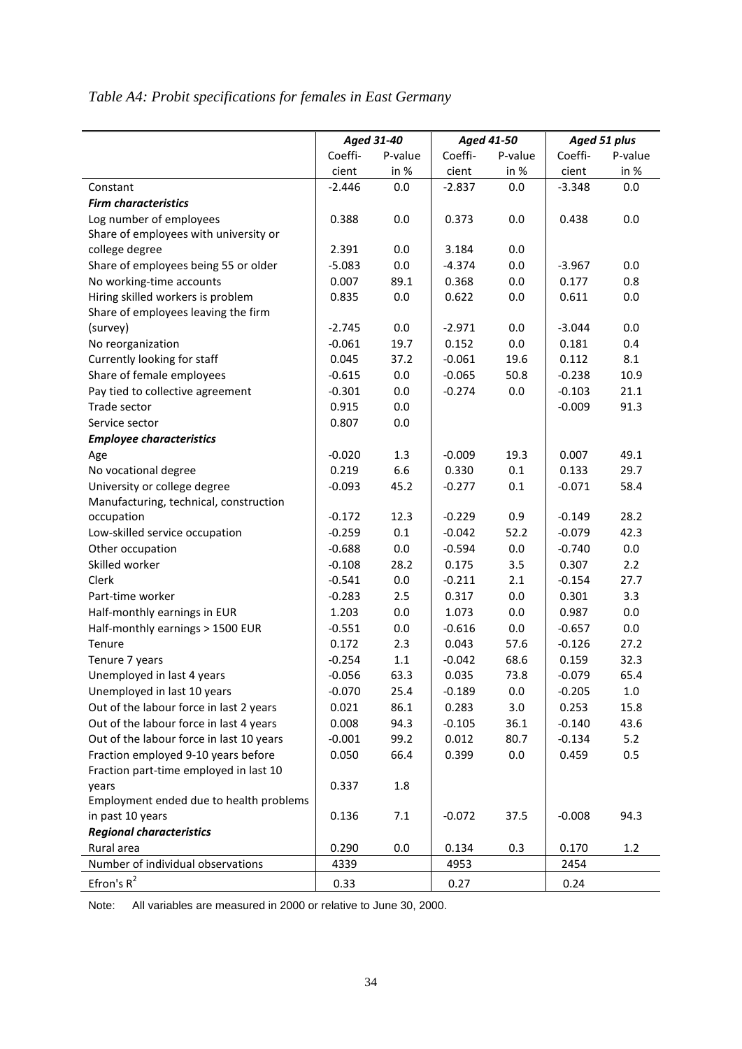*Table A4: Probit specifications for females in East Germany*

| | *Aged 31-40* | | *Aged 41-50* | | *Aged 51 plus* | |
|---|---|---|---|---|---|---|
| | Coeffi-cient | P-value in % | Coeffi-cient | P-value in % | Coeffi-cient | P-value in % |
| Constant | -2.446 | 0.0 | -2.837 | 0.0 | -3.348 | 0.0 |
| ***Firm characteristics*** | | | | | | |
| Log number of employees | 0.388 | 0.0 | 0.373 | 0.0 | 0.438 | 0.0 |
| Share of employees with university or college degree | 2.391 | 0.0 | 3.184 | 0.0 | | |
| Share of employees being 55 or older | -5.083 | 0.0 | -4.374 | 0.0 | -3.967 | 0.0 |
| No working-time accounts | 0.007 | 89.1 | 0.368 | 0.0 | 0.177 | 0.8 |
| Hiring skilled workers is problem | 0.835 | 0.0 | 0.622 | 0.0 | 0.611 | 0.0 |
| Share of employees leaving the firm (survey) | -2.745 | 0.0 | -2.971 | 0.0 | -3.044 | 0.0 |
| No reorganization | -0.061 | 19.7 | 0.152 | 0.0 | 0.181 | 0.4 |
| Currently looking for staff | 0.045 | 37.2 | -0.061 | 19.6 | 0.112 | 8.1 |
| Share of female employees | -0.615 | 0.0 | -0.065 | 50.8 | -0.238 | 10.9 |
| Pay tied to collective agreement | -0.301 | 0.0 | -0.274 | 0.0 | -0.103 | 21.1 |
| Trade sector | 0.915 | 0.0 | | | -0.009 | 91.3 |
| Service sector | 0.807 | 0.0 | | | | |
| ***Employee characteristics*** | | | | | | |
| Age | -0.020 | 1.3 | -0.009 | 19.3 | 0.007 | 49.1 |
| No vocational degree | 0.219 | 6.6 | 0.330 | 0.1 | 0.133 | 29.7 |
| University or college degree | -0.093 | 45.2 | -0.277 | 0.1 | -0.071 | 58.4 |
| Manufacturing, technical, construction occupation | -0.172 | 12.3 | -0.229 | 0.9 | -0.149 | 28.2 |
| Low-skilled service occupation | -0.259 | 0.1 | -0.042 | 52.2 | -0.079 | 42.3 |
| Other occupation | -0.688 | 0.0 | -0.594 | 0.0 | -0.740 | 0.0 |
| Skilled worker | -0.108 | 28.2 | 0.175 | 3.5 | 0.307 | 2.2 |
| Clerk | -0.541 | 0.0 | -0.211 | 2.1 | -0.154 | 27.7 |
| Part-time worker | -0.283 | 2.5 | 0.317 | 0.0 | 0.301 | 3.3 |
| Half-monthly earnings in EUR | 1.203 | 0.0 | 1.073 | 0.0 | 0.987 | 0.0 |
| Half-monthly earnings > 1500 EUR | -0.551 | 0.0 | -0.616 | 0.0 | -0.657 | 0.0 |
| Tenure | 0.172 | 2.3 | 0.043 | 57.6 | -0.126 | 27.2 |
| Tenure 7 years | -0.254 | 1.1 | -0.042 | 68.6 | 0.159 | 32.3 |
| Unemployed in last 4 years | -0.056 | 63.3 | 0.035 | 73.8 | -0.079 | 65.4 |
| Unemployed in last 10 years | -0.070 | 25.4 | -0.189 | 0.0 | -0.205 | 1.0 |
| Out of the labour force in last 2 years | 0.021 | 86.1 | 0.283 | 3.0 | 0.253 | 15.8 |
| Out of the labour force in last 4 years | 0.008 | 94.3 | -0.105 | 36.1 | -0.140 | 43.6 |
| Out of the labour force in last 10 years | -0.001 | 99.2 | 0.012 | 80.7 | -0.134 | 5.2 |
| Fraction employed 9-10 years before | 0.050 | 66.4 | 0.399 | 0.0 | 0.459 | 0.5 |
| Fraction part-time employed in last 10 years | 0.337 | 1.8 | | | | |
| Employment ended due to health problems in past 10 years | 0.136 | 7.1 | -0.072 | 37.5 | -0.008 | 94.3 |
| ***Regional characteristics*** | | | | | | |
| Rural area | 0.290 | 0.0 | 0.134 | 0.3 | 0.170 | 1.2 |
| Number of individual observations | 4339 | | 4953 | | 2454 | |
| Efron's $R^2$ | 0.33 | | 0.27 | | 0.24 | |

Note: All variables are measured in 2000 or relative to June 30, 2000.